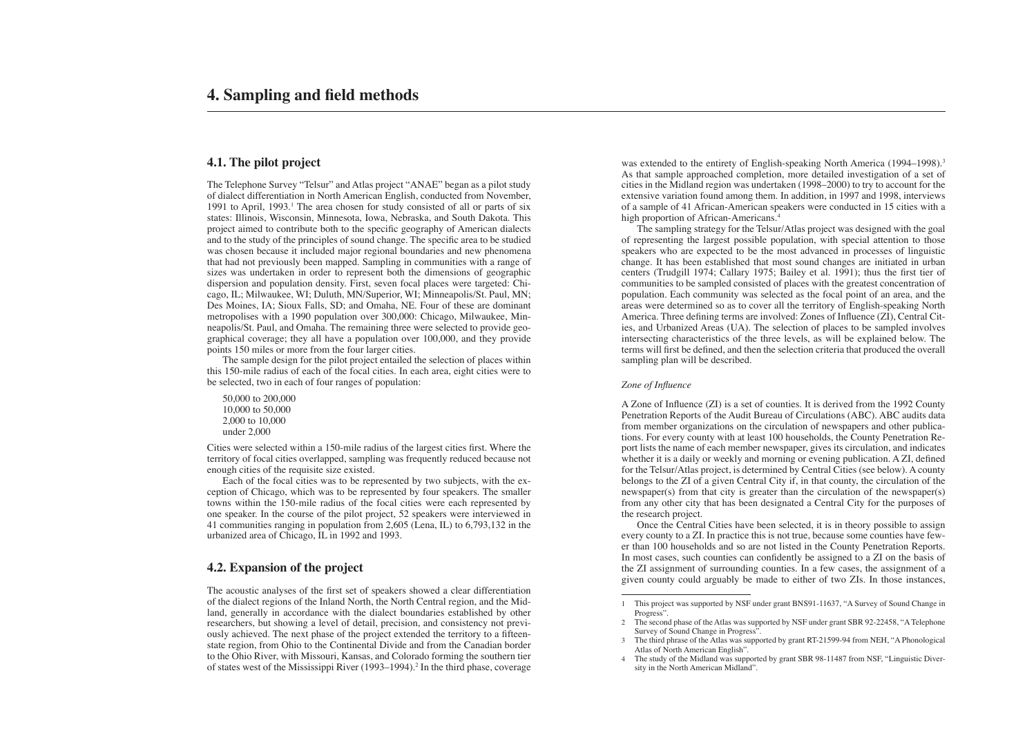# 4. Sampling and field methods

## 4.1. The pilot project

The Telephone Survey "Telsur" and Atlas project "ANAE" began as a pilot study of dialect differentiation in North American English, conducted from November, 1991 to April, 1993.[1] The area chosen for study consisted of all or parts of six states: Illinois, Wisconsin, Minnesota, Iowa, Nebraska, and South Dakota. This project aimed to contribute both to the specific geography of American dialects and to the study of the principles of sound change. The specific area to be studied was chosen because it included major regional boundaries and new phenomena that had not previously been mapped. Sampling in communities with a range of sizes was undertaken in order to represent both the dimensions of geographic dispersion and population density. First, seven focal places were targeted: Chicago, IL; Milwaukee, WI; Duluth, MN/Superior, WI; Minneapolis/St. Paul, MN; Des Moines, IA; Sioux Falls, SD; and Omaha, NE. Four of these are dominant metropolises with a 1990 population over 300,000: Chicago, Milwaukee, Minneapolis/St. Paul, and Omaha. The remaining three were selected to provide geographical coverage; they all have a population over 100,000, and they provide points 150 miles or more from the four larger cities.

The sample design for the pilot project entailed the selection of places within this 150-mile radius of each of the focal cities. In each area, eight cities were to be selected, two in each of four ranges of population:

50,000 to 200,000
10,000 to 50,000
2,000 to 10,000
under 2,000

Cities were selected within a 150-mile radius of the largest cities first. Where the territory of focal cities overlapped, sampling was frequently reduced because not enough cities of the requisite size existed.

Each of the focal cities was to be represented by two subjects, with the exception of Chicago, which was to be represented by four speakers. The smaller towns within the 150-mile radius of the focal cities were each represented by one speaker. In the course of the pilot project, 52 speakers were interviewed in 41 communities ranging in population from 2,605 (Lena, IL) to 6,793,132 in the urbanized area of Chicago, IL in 1992 and 1993.

## 4.2. Expansion of the project

The acoustic analyses of the first set of speakers showed a clear differentiation of the dialect regions of the Inland North, the North Central region, and the Midland, generally in accordance with the dialect boundaries established by other researchers, but showing a level of detail, precision, and consistency not previously achieved. The next phase of the project extended the territory to a fifteen-state region, from Ohio to the Continental Divide and from the Canadian border to the Ohio River, with Missouri, Kansas, and Colorado forming the southern tier of states west of the Mississippi River (1993–1994).[2] In the third phase, coverage was extended to the entirety of English-speaking North America (1994–1998).[3] As that sample approached completion, more detailed investigation of a set of cities in the Midland region was undertaken (1998–2000) to try to account for the extensive variation found among them. In addition, in 1997 and 1998, interviews of a sample of 41 African-American speakers were conducted in 15 cities with a high proportion of African-Americans.[4]

The sampling strategy for the Telsur/Atlas project was designed with the goal of representing the largest possible population, with special attention to those speakers who are expected to be the most advanced in processes of linguistic change. It has been established that most sound changes are initiated in urban centers (Trudgill 1974; Callary 1975; Bailey et al. 1991); thus the first tier of communities to be sampled consisted of places with the greatest concentration of population. Each community was selected as the focal point of an area, and the areas were determined so as to cover all the territory of English-speaking North America. Three defining terms are involved: Zones of Influence (ZI), Central Cities, and Urbanized Areas (UA). The selection of places to be sampled involves intersecting characteristics of the three levels, as will be explained below. The terms will first be defined, and then the selection criteria that produced the overall sampling plan will be described.

*Zone of Influence*

A Zone of Influence (ZI) is a set of counties. It is derived from the 1992 County Penetration Reports of the Audit Bureau of Circulations (ABC). ABC audits data from member organizations on the circulation of newspapers and other publications. For every county with at least 100 households, the County Penetration Report lists the name of each member newspaper, gives its circulation, and indicates whether it is a daily or weekly and morning or evening publication. A ZI, defined for the Telsur/Atlas project, is determined by Central Cities (see below). A county belongs to the ZI of a given Central City if, in that county, the circulation of the newspaper(s) from that city is greater than the circulation of the newspaper(s) from any other city that has been designated a Central City for the purposes of the research project.

Once the Central Cities have been selected, it is in theory possible to assign every county to a ZI. In practice this is not true, because some counties have fewer than 100 households and so are not listed in the County Penetration Reports. In most cases, such counties can confidently be assigned to a ZI on the basis of the ZI assignment of surrounding counties. In a few cases, the assignment of a given county could arguably be made to either of two ZIs. In those instances,

---

1 This project was supported by NSF under grant BNS91-11637, "A Survey of Sound Change in Progress".

2 The second phase of the Atlas was supported by NSF under grant SBR 92-22458, "A Telephone Survey of Sound Change in Progress".

3 The third phrase of the Atlas was supported by grant RT-21599-94 from NEH, "A Phonological Atlas of North American English".

4 The study of the Midland was supported by grant SBR 98-11487 from NSF, "Linguistic Diversity in the North American Midland".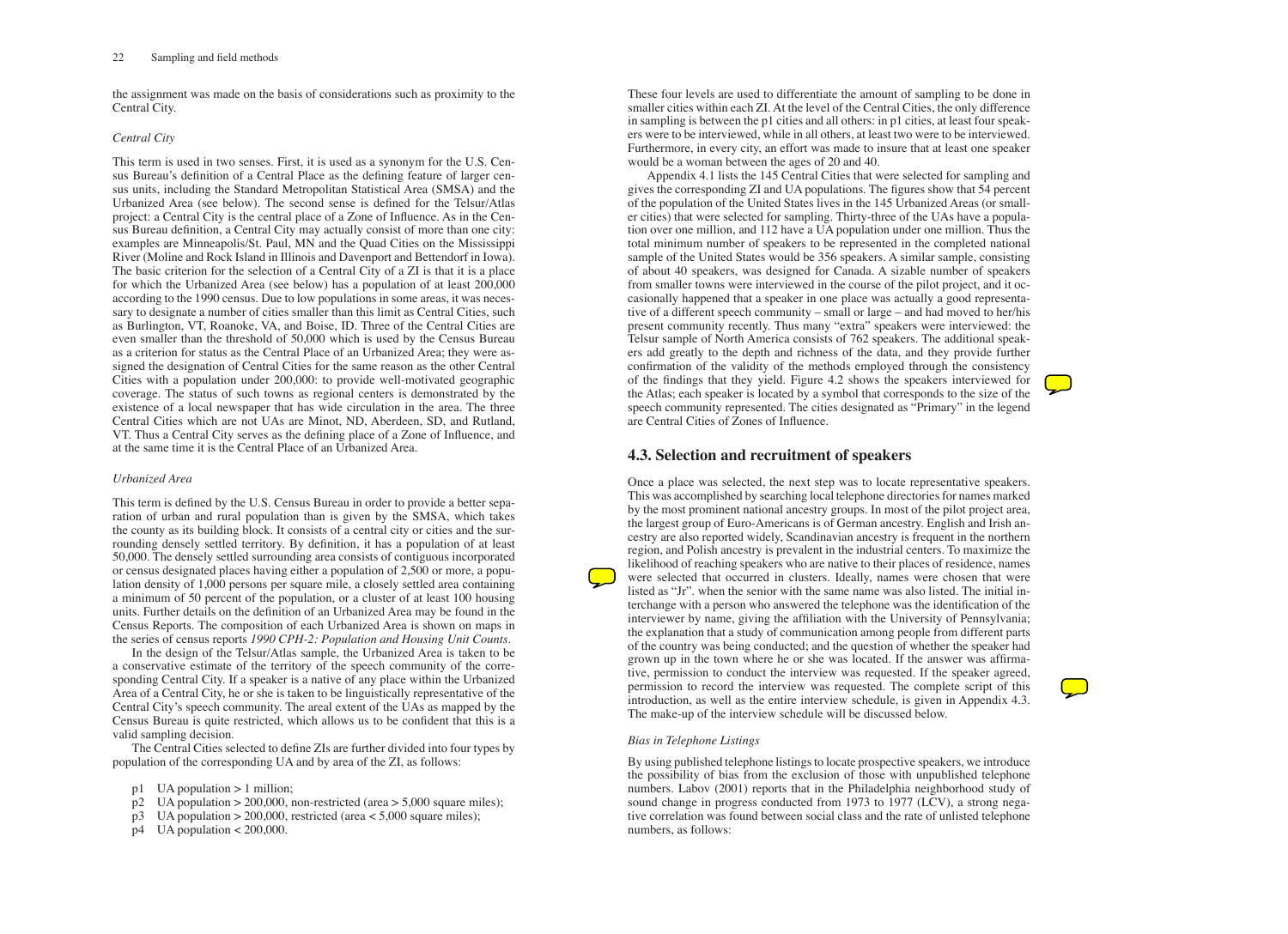the assignment was made on the basis of considerations such as proximity to the Central City.

*Central City*

This term is used in two senses. First, it is used as a synonym for the U.S. Census Bureau's definition of a Central Place as the defining feature of larger census units, including the Standard Metropolitan Statistical Area (SMSA) and the Urbanized Area (see below). The second sense is defined for the Telsur/Atlas project: a Central City is the central place of a Zone of Influence. As in the Census Bureau definition, a Central City may actually consist of more than one city: examples are Minneapolis/St. Paul, MN and the Quad Cities on the Mississippi River (Moline and Rock Island in Illinois and Davenport and Bettendorf in Iowa). The basic criterion for the selection of a Central City of a ZI is that it is a place for which the Urbanized Area (see below) has a population of at least 200,000 according to the 1990 census. Due to low populations in some areas, it was necessary to designate a number of cities smaller than this limit as Central Cities, such as Burlington, VT, Roanoke, VA, and Boise, ID. Three of the Central Cities are even smaller than the threshold of 50,000 which is used by the Census Bureau as a criterion for status as the Central Place of an Urbanized Area; they were assigned the designation of Central Cities for the same reason as the other Central Cities with a population under 200,000: to provide well-motivated geographic coverage. The status of such towns as regional centers is demonstrated by the existence of a local newspaper that has wide circulation in the area. The three Central Cities which are not UAs are Minot, ND, Aberdeen, SD, and Rutland, VT. Thus a Central City serves as the defining place of a Zone of Influence, and at the same time it is the Central Place of an Urbanized Area.

*Urbanized Area*

This term is defined by the U.S. Census Bureau in order to provide a better separation of urban and rural population than is given by the SMSA, which takes the county as its building block. It consists of a central city or cities and the surrounding densely settled territory. By definition, it has a population of at least 50,000. The densely settled surrounding area consists of contiguous incorporated or census designated places having either a population of 2,500 or more, a population density of 1,000 persons per square mile, a closely settled area containing a minimum of 50 percent of the population, or a cluster of at least 100 housing units. Further details on the definition of an Urbanized Area may be found in the Census Reports. The composition of each Urbanized Area is shown on maps in the series of census reports *1990 CPH-2: Population and Housing Unit Counts*.

In the design of the Telsur/Atlas sample, the Urbanized Area is taken to be a conservative estimate of the territory of the speech community of the corresponding Central City. If a speaker is a native of any place within the Urbanized Area of a Central City, he or she is taken to be linguistically representative of the Central City's speech community. The areal extent of the UAs as mapped by the Census Bureau is quite restricted, which allows us to be confident that this is a valid sampling decision.

The Central Cities selected to define ZIs are further divided into four types by population of the corresponding UA and by area of the ZI, as follows:

- p1 UA population > 1 million;
- p2 UA population > 200,000, non-restricted (area > 5,000 square miles);
- p3 UA population > 200,000, restricted (area < 5,000 square miles);
- p4 UA population < 200,000.

These four levels are used to differentiate the amount of sampling to be done in smaller cities within each ZI. At the level of the Central Cities, the only difference in sampling is between the p1 cities and all others: in p1 cities, at least four speakers were to be interviewed, while in all others, at least two were to be interviewed. Furthermore, in every city, an effort was made to insure that at least one speaker would be a woman between the ages of 20 and 40.

Appendix 4.1 lists the 145 Central Cities that were selected for sampling and gives the corresponding ZI and UA populations. The figures show that 54 percent of the population of the United States lives in the 145 Urbanized Areas (or smaller cities) that were selected for sampling. Thirty-three of the UAs have a population over one million, and 112 have a UA population under one million. Thus the total minimum number of speakers to be represented in the completed national sample of the United States would be 356 speakers. A similar sample, consisting of about 40 speakers, was designed for Canada. A sizable number of speakers from smaller towns were interviewed in the course of the pilot project, and it occasionally happened that a speaker in one place was actually a good representative of a different speech community – small or large – and had moved to her/his present community recently. Thus many "extra" speakers were interviewed: the Telsur sample of North America consists of 762 speakers. The additional speakers add greatly to the depth and richness of the data, and they provide further confirmation of the validity of the methods employed through the consistency of the findings that they yield. Figure 4.2 shows the speakers interviewed for the Atlas; each speaker is located by a symbol that corresponds to the size of the speech community represented. The cities designated as "Primary" in the legend are Central Cities of Zones of Influence.

## 4.3. Selection and recruitment of speakers

Once a place was selected, the next step was to locate representative speakers. This was accomplished by searching local telephone directories for names marked by the most prominent national ancestry groups. In most of the pilot project area, the largest group of Euro-Americans is of German ancestry. English and Irish ancestry are also reported widely, Scandinavian ancestry is frequent in the northern region, and Polish ancestry is prevalent in the industrial centers. To maximize the likelihood of reaching speakers who are native to their places of residence, names were selected that occurred in clusters. Ideally, names were chosen that were listed as "Jr". when the senior with the same name was also listed. The initial interchange with a person who answered the telephone was the identification of the interviewer by name, giving the affiliation with the University of Pennsylvania; the explanation that a study of communication among people from different parts of the country was being conducted; and the question of whether the speaker had grown up in the town where he or she was located. If the answer was affirmative, permission to conduct the interview was requested. If the speaker agreed, permission to record the interview was requested. The complete script of this introduction, as well as the entire interview schedule, is given in Appendix 4.3. The make-up of the interview schedule will be discussed below.

*Bias in Telephone Listings*

By using published telephone listings to locate prospective speakers, we introduce the possibility of bias from the exclusion of those with unpublished telephone numbers. Labov (2001) reports that in the Philadelphia neighborhood study of sound change in progress conducted from 1973 to 1977 (LCV), a strong negative correlation was found between social class and the rate of unlisted telephone numbers, as follows: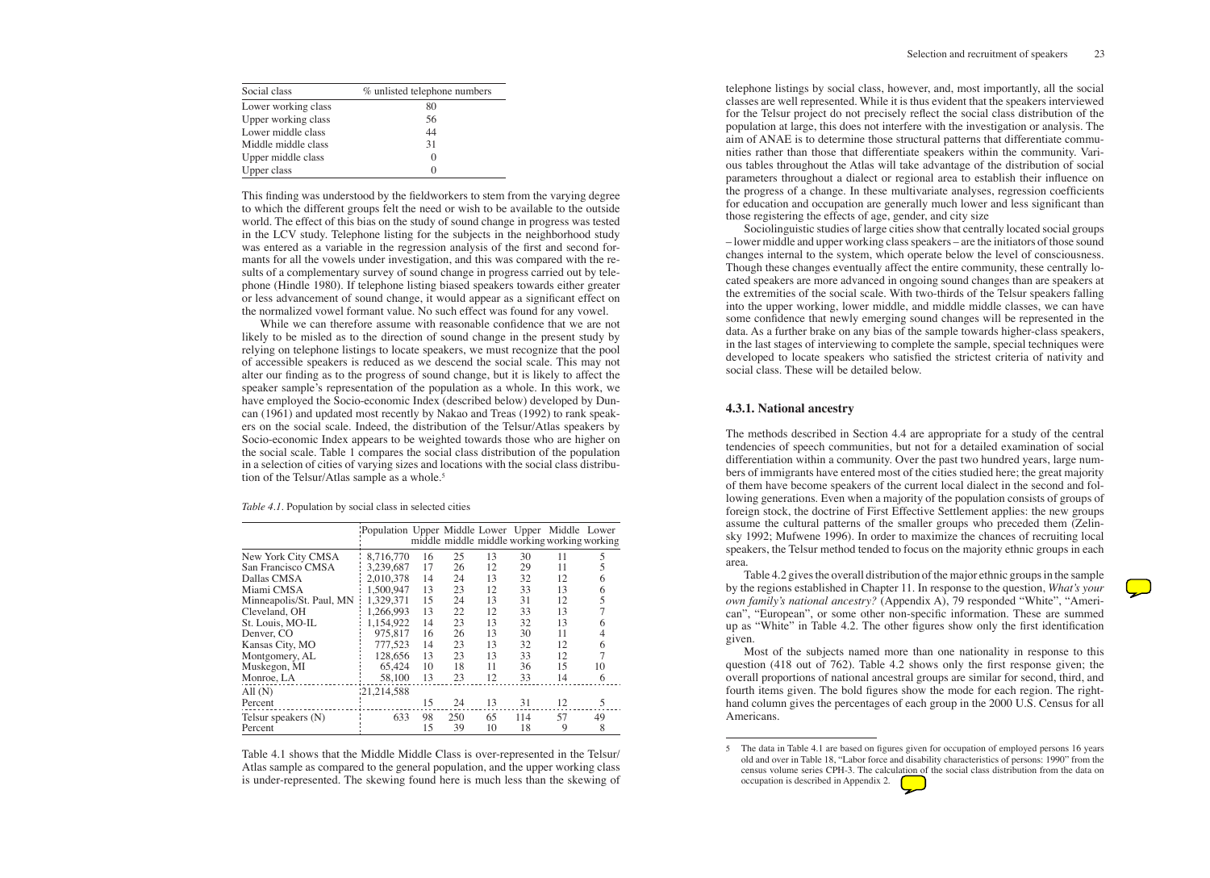| Social class | % unlisted telephone numbers |
| --- | --- |
| Lower working class | 80 |
| Upper working class | 56 |
| Lower middle class | 44 |
| Middle middle class | 31 |
| Upper middle class | 0 |
| Upper class | 0 |

This finding was understood by the fieldworkers to stem from the varying degree to which the different groups felt the need or wish to be available to the outside world. The effect of this bias on the study of sound change in progress was tested in the LCV study. Telephone listing for the subjects in the neighborhood study was entered as a variable in the regression analysis of the first and second formants for all the vowels under investigation, and this was compared with the results of a complementary survey of sound change in progress carried out by telephone (Hindle 1980). If telephone listing biased speakers towards either greater or less advancement of sound change, it would appear as a significant effect on the normalized vowel formant value. No such effect was found for any vowel.

While we can therefore assume with reasonable confidence that we are not likely to be misled as to the direction of sound change in the present study by relying on telephone listings to locate speakers, we must recognize that the pool of accessible speakers is reduced as we descend the social scale. This may not alter our finding as to the progress of sound change, but it is likely to affect the speaker sample's representation of the population as a whole. In this work, we have employed the Socio-economic Index (described below) developed by Duncan (1961) and updated most recently by Nakao and Treas (1992) to rank speakers on the social scale. Indeed, the distribution of the Telsur/Atlas speakers by Socio-economic Index appears to be weighted towards those who are higher on the social scale. Table 1 compares the social class distribution of the population in a selection of cities of varying sizes and locations with the social class distribution of the Telsur/Atlas sample as a whole.[5]

*Table 4.1*. Population by social class in selected cities

| | Population | Upper middle | Middle middle | Lower middle | Upper working | Middle working | Lower working |
| --- | --- | --- | --- | --- | --- | --- | --- |
| New York City CMSA | 8,716,770 | 16 | 25 | 13 | 30 | 11 | 5 |
| San Francisco CMSA | 3,239,687 | 17 | 26 | 12 | 29 | 11 | 5 |
| Dallas CMSA | 2,010,378 | 14 | 24 | 13 | 32 | 12 | 6 |
| Miami CMSA | 1,500,947 | 13 | 23 | 12 | 33 | 13 | 6 |
| Minneapolis/St. Paul, MN | 1,329,371 | 15 | 24 | 13 | 31 | 12 | 5 |
| Cleveland, OH | 1,266,993 | 13 | 22 | 12 | 33 | 13 | 7 |
| St. Louis, MO-IL | 1,154,922 | 14 | 23 | 13 | 32 | 13 | 6 |
| Denver, CO | 975,817 | 16 | 26 | 13 | 30 | 11 | 4 |
| Kansas City, MO | 777,523 | 14 | 23 | 13 | 32 | 12 | 6 |
| Montgomery, AL | 128,656 | 13 | 23 | 13 | 33 | 12 | 7 |
| Muskegon, MI | 65,424 | 10 | 18 | 11 | 36 | 15 | 10 |
| Monroe, LA | 58,100 | 13 | 23 | 12 | 33 | 14 | 6 |
| All (N) | 21,214,588 | | | | | | |
| Percent | | 15 | 24 | 13 | 31 | 12 | 5 |
| Telsur speakers (N) | 633 | 98 | 250 | 65 | 114 | 57 | 49 |
| Percent | | 15 | 39 | 10 | 18 | 9 | 8 |

Table 4.1 shows that the Middle Middle Class is over-represented in the Telsur/Atlas sample as compared to the general population, and the upper working class is under-represented. The skewing found here is much less than the skewing of telephone listings by social class, however, and, most importantly, all the social classes are well represented. While it is thus evident that the speakers interviewed for the Telsur project do not precisely reflect the social class distribution of the population at large, this does not interfere with the investigation or analysis. The aim of ANAE is to determine those structural patterns that differentiate communities rather than those that differentiate speakers within the community. Various tables throughout the Atlas will take advantage of the distribution of social parameters throughout a dialect or regional area to establish their influence on the progress of a change. In these multivariate analyses, regression coefficients for education and occupation are generally much lower and less significant than those registering the effects of age, gender, and city size

Sociolinguistic studies of large cities show that centrally located social groups – lower middle and upper working class speakers – are the initiators of those sound changes internal to the system, which operate below the level of consciousness. Though these changes eventually affect the entire community, these centrally located speakers are more advanced in ongoing sound changes than are speakers at the extremities of the social scale. With two-thirds of the Telsur speakers falling into the upper working, lower middle, and middle middle classes, we can have some confidence that newly emerging sound changes will be represented in the data. As a further brake on any bias of the sample towards higher-class speakers, in the last stages of interviewing to complete the sample, special techniques were developed to locate speakers who satisfied the strictest criteria of nativity and social class. These will be detailed below.

### 4.3.1. National ancestry

The methods described in Section 4.4 are appropriate for a study of the central tendencies of speech communities, but not for a detailed examination of social differentiation within a community. Over the past two hundred years, large numbers of immigrants have entered most of the cities studied here; the great majority of them have become speakers of the current local dialect in the second and following generations. Even when a majority of the population consists of groups of foreign stock, the doctrine of First Effective Settlement applies: the new groups assume the cultural patterns of the smaller groups who preceded them (Zelinsky 1992; Mufwene 1996). In order to maximize the chances of recruiting local speakers, the Telsur method tended to focus on the majority ethnic groups in each area.

Table 4.2 gives the overall distribution of the major ethnic groups in the sample by the regions established in Chapter 11. In response to the question, *What's your own family's national ancestry?* (Appendix A), 79 responded "White", "American", "European", or some other non-specific information. These are summed up as "White" in Table 4.2. The other figures show only the first identification given.

Most of the subjects named more than one nationality in response to this question (418 out of 762). Table 4.2 shows only the first response given; the overall proportions of national ancestral groups are similar for second, third, and fourth items given. The bold figures show the mode for each region. The right-hand column gives the percentages of each group in the 2000 U.S. Census for all Americans.

[5] The data in Table 4.1 are based on figures given for occupation of employed persons 16 years old and over in Table 18, "Labor force and disability characteristics of persons: 1990" from the census volume series CPH-3. The calculation of the social class distribution from the data on occupation is described in Appendix 2.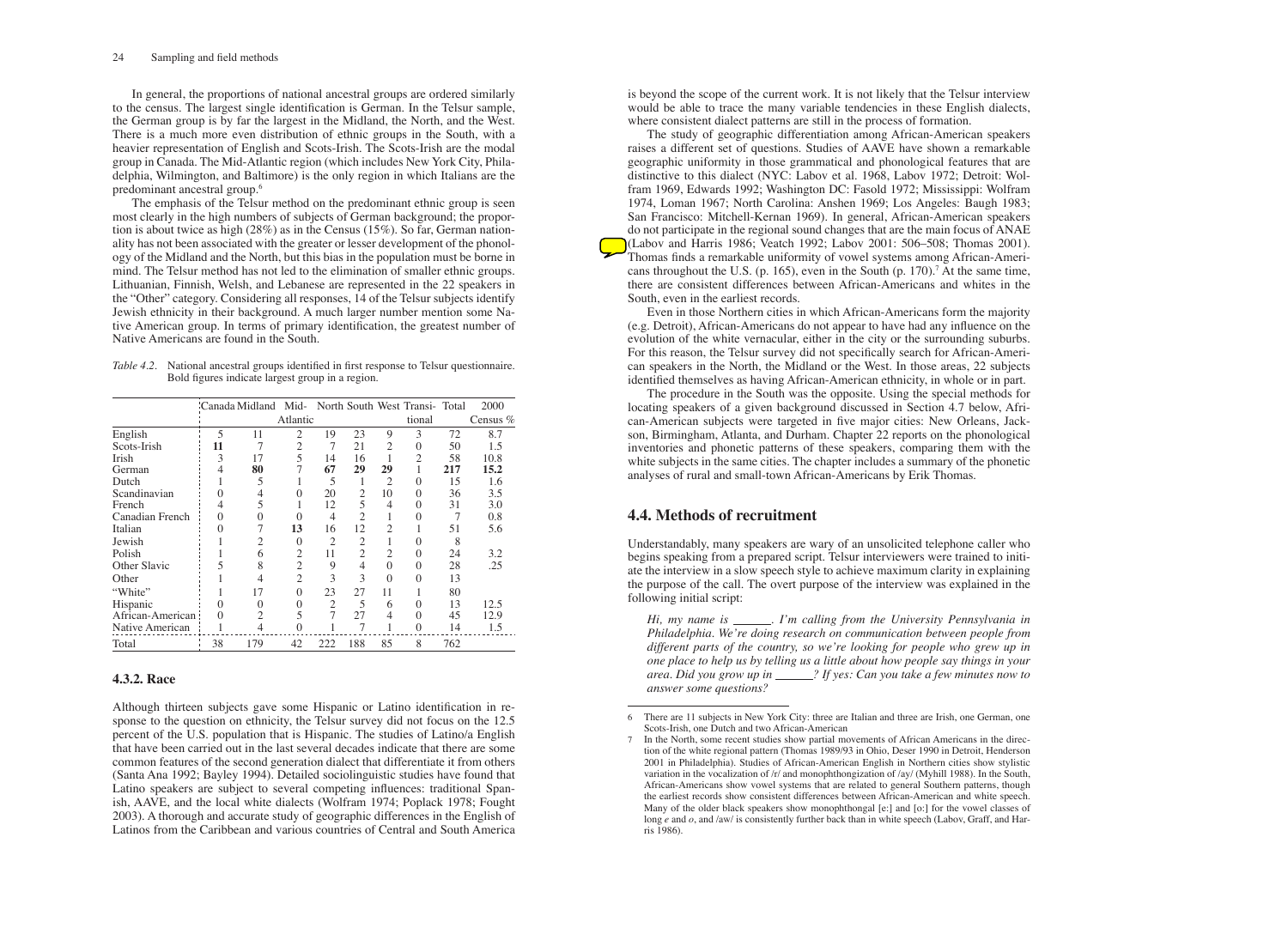In general, the proportions of national ancestral groups are ordered similarly to the census. The largest single identification is German. In the Telsur sample, the German group is by far the largest in the Midland, the North, and the West. There is a much more even distribution of ethnic groups in the South, with a heavier representation of English and Scots-Irish. The Scots-Irish are the modal group in Canada. The Mid-Atlantic region (which includes New York City, Philadelphia, Wilmington, and Baltimore) is the only region in which Italians are the predominant ancestral group.[6]

The emphasis of the Telsur method on the predominant ethnic group is seen most clearly in the high numbers of subjects of German background; the proportion is about twice as high (28%) as in the Census (15%). So far, German nationality has not been associated with the greater or lesser development of the phonology of the Midland and the North, but this bias in the population must be borne in mind. The Telsur method has not led to the elimination of smaller ethnic groups. Lithuanian, Finnish, Welsh, and Lebanese are represented in the 22 speakers in the "Other" category. Considering all responses, 14 of the Telsur subjects identify Jewish ethnicity in their background. A much larger number mention some Native American group. In terms of primary identification, the greatest number of Native Americans are found in the South.

*Table 4.2.* National ancestral groups identified in first response to Telsur questionnaire. Bold figures indicate largest group in a region.

| | Canada | Midland | Mid-Atlantic | North | South | West | Transitional | Total | 2000 Census % |
|---|---|---|---|---|---|---|---|---|---|
| English | 5 | 11 | 2 | 19 | 23 | 9 | 3 | 72 | 8.7 |
| Scots-Irish | **11** | 7 | 2 | 7 | 21 | 2 | 0 | 50 | 1.5 |
| Irish | 3 | 17 | 5 | 14 | 16 | 1 | 2 | 58 | 10.8 |
| German | 4 | **80** | 7 | **67** | **29** | **29** | 1 | **217** | **15.2** |
| Dutch | 1 | 5 | 1 | 5 | 1 | 2 | 0 | 15 | 1.6 |
| Scandinavian | 0 | 4 | 0 | 20 | 2 | 10 | 0 | 36 | 3.5 |
| French | 4 | 5 | 1 | 12 | 5 | 4 | 0 | 31 | 3.0 |
| Canadian French | 0 | 0 | 0 | 4 | 2 | 1 | 0 | 7 | 0.8 |
| Italian | 0 | 7 | **13** | 16 | 12 | 2 | 1 | 51 | 5.6 |
| Jewish | 1 | 2 | 0 | 2 | 2 | 1 | 0 | 8 | |
| Polish | 1 | 6 | 2 | 11 | 2 | 2 | 0 | 24 | 3.2 |
| Other Slavic | 5 | 8 | 2 | 9 | 4 | 0 | 0 | 28 | .25 |
| Other | 1 | 4 | 2 | 3 | 3 | 0 | 0 | 13 | |
| "White" | 1 | 17 | 0 | 23 | 27 | 11 | 1 | 80 | |
| Hispanic | 0 | 0 | 0 | 2 | 5 | 6 | 0 | 13 | 12.5 |
| African-American | 0 | 2 | 5 | 7 | 27 | 4 | 0 | 45 | 12.9 |
| Native American | 1 | 4 | 0 | 1 | 7 | 1 | 0 | 14 | 1.5 |
| Total | 38 | 179 | 42 | 222 | 188 | 85 | 8 | 762 | |

### 4.3.2. Race

Although thirteen subjects gave some Hispanic or Latino identification in response to the question on ethnicity, the Telsur survey did not focus on the 12.5 percent of the U.S. population that is Hispanic. The studies of Latino/a English that have been carried out in the last several decades indicate that there are some common features of the second generation dialect that differentiate it from others (Santa Ana 1992; Bayley 1994). Detailed sociolinguistic studies have found that Latino speakers are subject to several competing influences: traditional Spanish, AAVE, and the local white dialects (Wolfram 1974; Poplack 1978; Fought 2003). A thorough and accurate study of geographic differences in the English of Latinos from the Caribbean and various countries of Central and South America is beyond the scope of the current work. It is not likely that the Telsur interview would be able to trace the many variable tendencies in these English dialects, where consistent dialect patterns are still in the process of formation.

The study of geographic differentiation among African-American speakers raises a different set of questions. Studies of AAVE have shown a remarkable geographic uniformity in those grammatical and phonological features that are distinctive to this dialect (NYC: Labov et al. 1968, Labov 1972; Detroit: Wolfram 1969, Edwards 1992; Washington DC: Fasold 1972; Mississippi: Wolfram 1974, Loman 1967; North Carolina: Anshen 1969; Los Angeles: Baugh 1983; San Francisco: Mitchell-Kernan 1969). In general, African-American speakers do not participate in the regional sound changes that are the main focus of ANAE (Labov and Harris 1986; Veatch 1992; Labov 2001: 506–508; Thomas 2001). Thomas finds a remarkable uniformity of vowel systems among African-Americans throughout the U.S. (p. 165), even in the South (p. 170).[7] At the same time, there are consistent differences between African-Americans and whites in the South, even in the earliest records.

Even in those Northern cities in which African-Americans form the majority (e.g. Detroit), African-Americans do not appear to have had any influence on the evolution of the white vernacular, either in the city or the surrounding suburbs. For this reason, the Telsur survey did not specifically search for African-American speakers in the North, the Midland or the West. In those areas, 22 subjects identified themselves as having African-American ethnicity, in whole or in part.

The procedure in the South was the opposite. Using the special methods for locating speakers of a given background discussed in Section 4.7 below, African-American subjects were targeted in five major cities: New Orleans, Jackson, Birmingham, Atlanta, and Durham. Chapter 22 reports on the phonological inventories and phonetic patterns of these speakers, comparing them with the white subjects in the same cities. The chapter includes a summary of the phonetic analyses of rural and small-town African-Americans by Erik Thomas.

## 4.4. Methods of recruitment

Understandably, many speakers are wary of an unsolicited telephone caller who begins speaking from a prepared script. Telsur interviewers were trained to initiate the interview in a slow speech style to achieve maximum clarity in explaining the purpose of the call. The overt purpose of the interview was explained in the following initial script:

> *Hi, my name is \_\_\_\_\_\_. I'm calling from the University Pennsylvania in Philadelphia. We're doing research on communication between people from different parts of the country, so we're looking for people who grew up in one place to help us by telling us a little about how people say things in your area. Did you grow up in \_\_\_\_\_\_? If yes: Can you take a few minutes now to answer some questions?*

---

6 There are 11 subjects in New York City: three are Italian and three are Irish, one German, one Scots-Irish, one Dutch and two African-American

7 In the North, some recent studies show partial movements of African Americans in the direction of the white regional pattern (Thomas 1989/93 in Ohio, Deser 1990 in Detroit, Henderson 2001 in Philadelphia). Studies of African-American English in Northern cities show stylistic variation in the vocalization of /r/ and monophthongization of /ay/ (Myhill 1988). In the South, African-Americans show vowel systems that are related to general Southern patterns, though the earliest records show consistent differences between African-American and white speech. Many of the older black speakers show monophthongal [eː] and [oː] for the vowel classes of long *e* and *o*, and /aw/ is consistently further back than in white speech (Labov, Graff, and Harris 1986).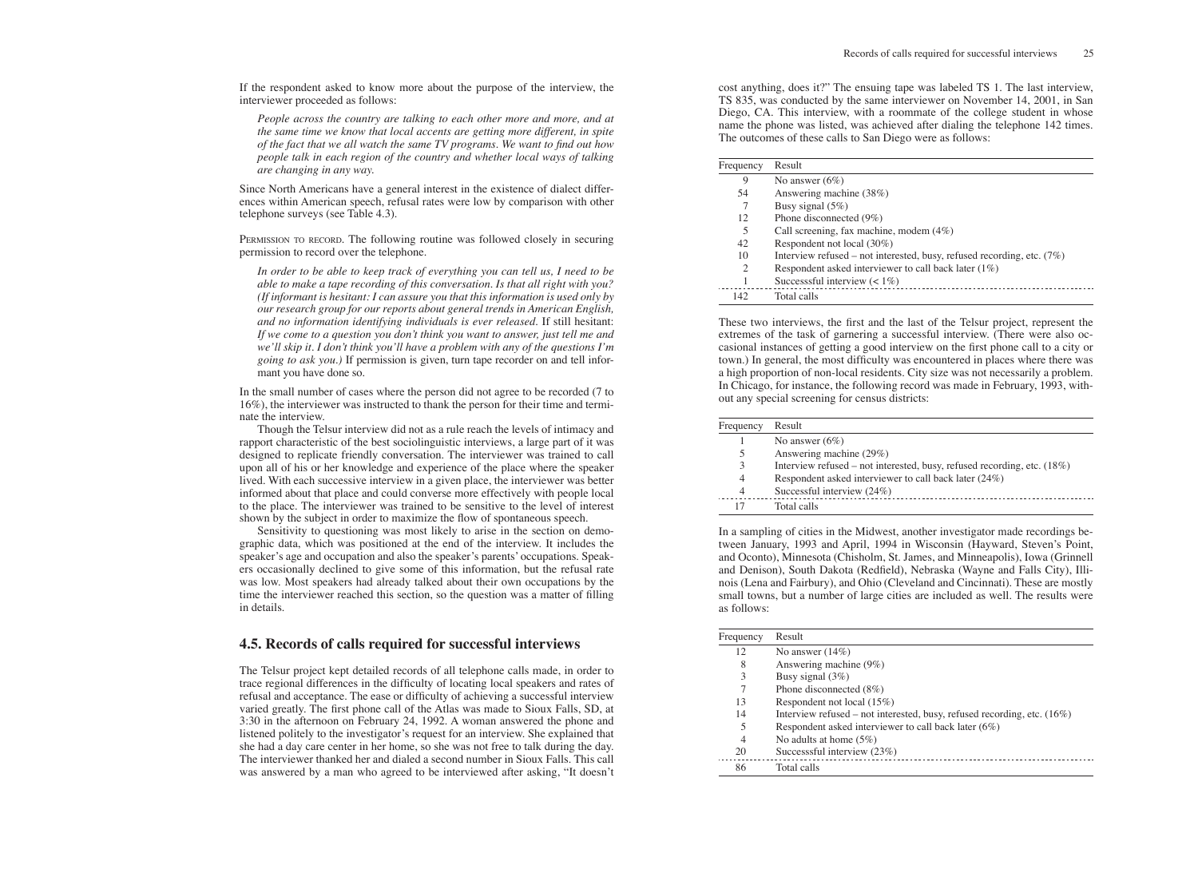If the respondent asked to know more about the purpose of the interview, the interviewer proceeded as follows:

> *People across the country are talking to each other more and more, and at the same time we know that local accents are getting more different, in spite of the fact that we all watch the same TV programs. We want to find out how people talk in each region of the country and whether local ways of talking are changing in any way.*

Since North Americans have a general interest in the existence of dialect differences within American speech, refusal rates were low by comparison with other telephone surveys (see Table 4.3).

Permission to record. The following routine was followed closely in securing permission to record over the telephone.

> *In order to be able to keep track of everything you can tell us, I need to be able to make a tape recording of this conversation. Is that all right with you? (If informant is hesitant: I can assure you that this information is used only by our research group for our reports about general trends in American English, and no information identifying individuals is ever released.* If still hesitant: *If we come to a question you don't think you want to answer, just tell me and we'll skip it. I don't think you'll have a problem with any of the questions I'm going to ask you.)* If permission is given, turn tape recorder on and tell informant you have done so.

In the small number of cases where the person did not agree to be recorded (7 to 16%), the interviewer was instructed to thank the person for their time and terminate the interview.

Though the Telsur interview did not as a rule reach the levels of intimacy and rapport characteristic of the best sociolinguistic interviews, a large part of it was designed to replicate friendly conversation. The interviewer was trained to call upon all of his or her knowledge and experience of the place where the speaker lived. With each successive interview in a given place, the interviewer was better informed about that place and could converse more effectively with people local to the place. The interviewer was trained to be sensitive to the level of interest shown by the subject in order to maximize the flow of spontaneous speech.

Sensitivity to questioning was most likely to arise in the section on demographic data, which was positioned at the end of the interview. It includes the speaker's age and occupation and also the speaker's parents' occupations. Speakers occasionally declined to give some of this information, but the refusal rate was low. Most speakers had already talked about their own occupations by the time the interviewer reached this section, so the question was a matter of filling in details.

## 4.5. Records of calls required for successful interviews

The Telsur project kept detailed records of all telephone calls made, in order to trace regional differences in the difficulty of locating local speakers and rates of refusal and acceptance. The ease or difficulty of achieving a successful interview varied greatly. The first phone call of the Atlas was made to Sioux Falls, SD, at 3:30 in the afternoon on February 24, 1992. A woman answered the phone and listened politely to the investigator's request for an interview. She explained that she had a day care center in her home, so she was not free to talk during the day. The interviewer thanked her and dialed a second number in Sioux Falls. This call was answered by a man who agreed to be interviewed after asking, "It doesn't cost anything, does it?" The ensuing tape was labeled TS 1. The last interview, TS 835, was conducted by the same interviewer on November 14, 2001, in San Diego, CA. This interview, with a roommate of the college student in whose name the phone was listed, was achieved after dialing the telephone 142 times. The outcomes of these calls to San Diego were as follows:

| Frequency | Result |
|---|---|
| 9 | No answer (6%) |
| 54 | Answering machine (38%) |
| 7 | Busy signal (5%) |
| 12 | Phone disconnected (9%) |
| 5 | Call screening, fax machine, modem (4%) |
| 42 | Respondent not local (30%) |
| 10 | Interview refused – not interested, busy, refused recording, etc. (7%) |
| 2 | Respondent asked interviewer to call back later (1%) |
| 1 | Successsful interview (< 1%) |
| 142 | Total calls |

These two interviews, the first and the last of the Telsur project, represent the extremes of the task of garnering a successful interview. (There were also occasional instances of getting a good interview on the first phone call to a city or town.) In general, the most difficulty was encountered in places where there was a high proportion of non-local residents. City size was not necessarily a problem. In Chicago, for instance, the following record was made in February, 1993, without any special screening for census districts:

| Frequency | Result |
|---|---|
| 1 | No answer (6%) |
| 5 | Answering machine (29%) |
| 3 | Interview refused – not interested, busy, refused recording, etc. (18%) |
| 4 | Respondent asked interviewer to call back later (24%) |
| 4 | Successful interview (24%) |
| 17 | Total calls |

In a sampling of cities in the Midwest, another investigator made recordings between January, 1993 and April, 1994 in Wisconsin (Hayward, Steven's Point, and Oconto), Minnesota (Chisholm, St. James, and Minneapolis), Iowa (Grinnell and Denison), South Dakota (Redfield), Nebraska (Wayne and Falls City), Illinois (Lena and Fairbury), and Ohio (Cleveland and Cincinnati). These are mostly small towns, but a number of large cities are included as well. The results were as follows:

| Frequency | Result |
|---|---|
| 12 | No answer (14%) |
| 8 | Answering machine (9%) |
| 3 | Busy signal (3%) |
| 7 | Phone disconnected (8%) |
| 13 | Respondent not local (15%) |
| 14 | Interview refused – not interested, busy, refused recording, etc. (16%) |
| 5 | Respondent asked interviewer to call back later (6%) |
| 4 | No adults at home (5%) |
| 20 | Successsful interview (23%) |
| 86 | Total calls |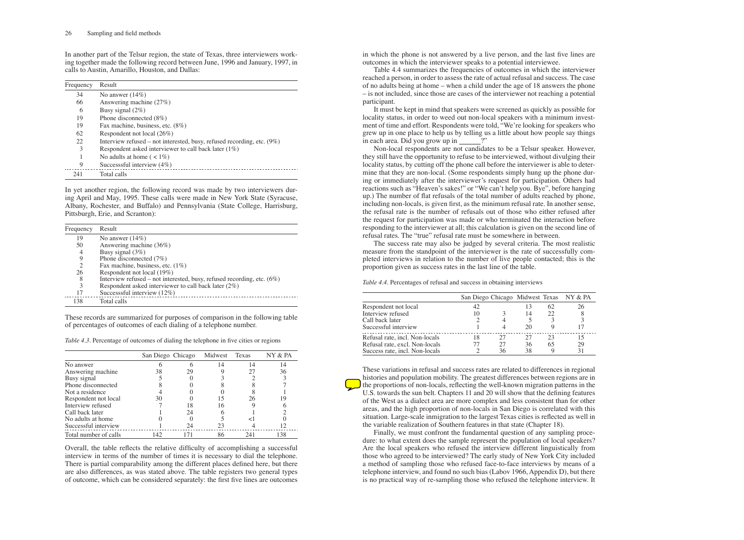In another part of the Telsur region, the state of Texas, three interviewers working together made the following record between June, 1996 and January, 1997, in calls to Austin, Amarillo, Houston, and Dallas:

| Frequency | Result |
|---|---|
| 34 | No answer (14%) |
| 66 | Answering machine (27%) |
| 6 | Busy signal (2%) |
| 19 | Phone disconnected (8%) |
| 19 | Fax machine, business, etc. (8%) |
| 62 | Respondent not local (26%) |
| 22 | Interview refused – not interested, busy, refused recording, etc. (9%) |
| 3 | Respondent asked interviewer to call back later (1%) |
| 1 | No adults at home ( < 1%) |
| 9 | Successsful interview (4%) |
| 241 | Total calls |

In yet another region, the following record was made by two interviewers during April and May, 1995. These calls were made in New York State (Syracuse, Albany, Rochester, and Buffalo) and Pennsylvania (State College, Harrisburg, Pittsburgh, Erie, and Scranton):

| Frequency | Result |
|---|---|
| 19 | No answer (14%) |
| 50 | Answering machine (36%) |
| 4 | Busy signal (3%) |
| 9 | Phone disconnected (7%) |
| 2 | Fax machine, business, etc. (1%) |
| 26 | Respondent not local (19%) |
| 8 | Interview refused – not interested, busy, refused recording, etc. (6%) |
| 3 | Respondent asked interviewer to call back later (2%) |
| 17 | Successsful interview (12%) |
| 138 | Total calls |

These records are summarized for purposes of comparison in the following table of percentages of outcomes of each dialing of a telephone number.

*Table 4.3.* Percentage of outcomes of dialing the telephone in five cities or regions

| | San Diego | Chicago | Midwest | Texas | NY & PA |
|---|---|---|---|---|---|
| No answer | 6 | 6 | 14 | 14 | 14 |
| Answering machine | 38 | 29 | 9 | 27 | 36 |
| Busy signal | 5 | 0 | 3 | 2 | 3 |
| Phone disconnected | 8 | 0 | 8 | 8 | 7 |
| Not a residence | 4 | 0 | 0 | 8 | 1 |
| Respondent not local | 30 | 0 | 15 | 26 | 19 |
| Interview refused | 7 | 18 | 16 | 9 | 6 |
| Call back later | 1 | 24 | 6 | 1 | 2 |
| No adults at home | 0 | 0 | 5 | <1 | 0 |
| Successful interview | 1 | 24 | 23 | 4 | 12 |
| Total number of calls | 142 | 171 | 86 | 241 | 138 |

Overall, the table reflects the relative difficulty of accomplishing a successful interview in terms of the number of times it is necessary to dial the telephone. There is partial comparability among the different places defined here, but there are also differences, as was stated above. The table registers two general types of outcome, which can be considered separately: the first five lines are outcomes in which the phone is not answered by a live person, and the last five lines are outcomes in which the interviewer speaks to a potential interviewee.

Table 4.4 summarizes the frequencies of outcomes in which the interviewer reached a person, in order to assess the rate of actual refusal and success. The case of no adults being at home – when a child under the age of 18 answers the phone – is not included, since those are cases of the interviewer not reaching a potential participant.

It must be kept in mind that speakers were screened as quickly as possible for locality status, in order to weed out non-local speakers with a minimum investment of time and effort. Respondents were told, "We're looking for speakers who grew up in one place to help us by telling us a little about how people say things in each area. Did you grow up in ______?"

Non-local respondents are not candidates to be a Telsur speaker. However, they still have the opportunity to refuse to be interviewed, without divulging their locality status, by cutting off the phone call before the interviewer is able to determine that they are non-local. (Some respondents simply hung up the phone during or immediately after the interviewer's request for participation. Others had reactions such as "Heaven's sakes!" or "We can't help you. Bye", before hanging up.) The number of flat refusals of the total number of adults reached by phone, including non-locals, is given first, as the minimum refusal rate. In another sense, the refusal rate is the number of refusals out of those who either refused after the request for participation was made or who terminated the interaction before responding to the interviewer at all; this calculation is given on the second line of refusal rates. The "true" refusal rate must be somewhere in between.

The success rate may also be judged by several criteria. The most realistic measure from the standpoint of the interviewer is the rate of successfully completed interviews in relation to the number of live people contacted; this is the proportion given as success rates in the last line of the table.

*Table 4.4.* Percentages of refusal and success in obtaining interviews

| | San Diego | Chicago | Midwest | Texas | NY & PA |
|---|---|---|---|---|---|
| Respondent not local | 42 | | 13 | 62 | 26 |
| Interview refused | 10 | 3 | 14 | 22 | 8 |
| Call back later | 2 | 4 | 5 | 3 | 3 |
| Successful interview | 1 | 4 | 20 | 9 | 17 |
| Refusal rate, incl. Non-locals | 18 | 27 | 27 | 23 | 15 |
| Refusal rate, excl. Non-locals | 77 | 27 | 36 | 65 | 29 |
| Success rate, incl. Non-locals | 2 | 36 | 38 | 9 | 31 |

These variations in refusal and success rates are related to differences in regional histories and population mobility. The greatest differences between regions are in the proportions of non-locals, reflecting the well-known migration patterns in the U.S. towards the sun belt. Chapters 11 and 20 will show that the defining features of the West as a dialect area are more complex and less consistent than for other areas, and the high proportion of non-locals in San Diego is correlated with this situation. Large-scale inmigration to the largest Texas cities is reflected as well in the variable realization of Southern features in that state (Chapter 18).

Finally, we must confront the fundamental question of any sampling procedure: to what extent does the sample represent the population of local speakers? Are the local speakers who refused the interview different linguistically from those who agreed to be interviewed? The early study of New York City included a method of sampling those who refused face-to-face interviews by means of a telephone interview, and found no such bias (Labov 1966, Appendix D), but there is no practical way of re-sampling those who refused the telephone interview. It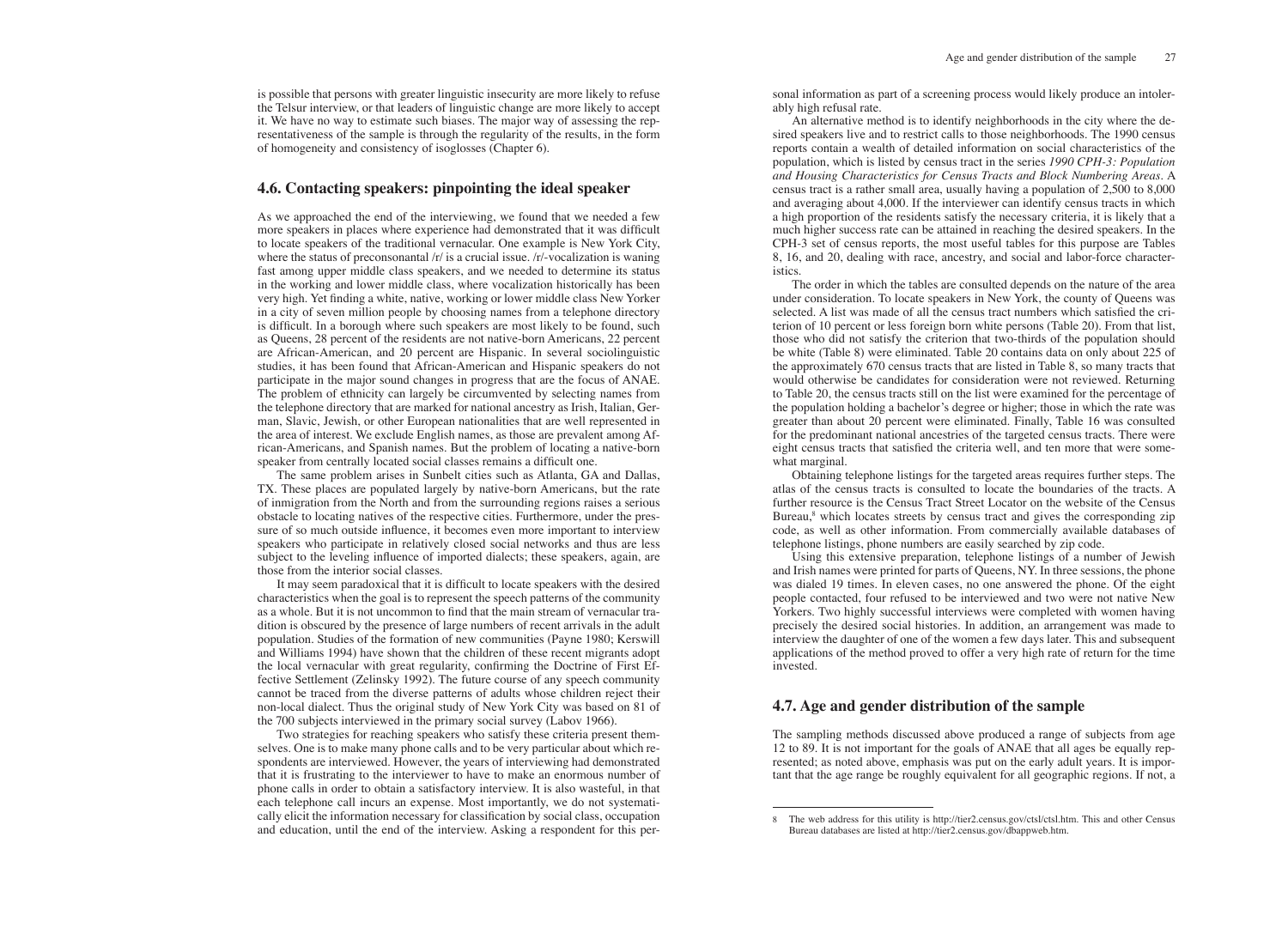is possible that persons with greater linguistic insecurity are more likely to refuse the Telsur interview, or that leaders of linguistic change are more likely to accept it. We have no way to estimate such biases. The major way of assessing the representativeness of the sample is through the regularity of the results, in the form of homogeneity and consistency of isoglosses (Chapter 6).

## 4.6. Contacting speakers: pinpointing the ideal speaker

As we approached the end of the interviewing, we found that we needed a few more speakers in places where experience had demonstrated that it was difficult to locate speakers of the traditional vernacular. One example is New York City, where the status of preconsonantal /r/ is a crucial issue. /r/-vocalization is waning fast among upper middle class speakers, and we needed to determine its status in the working and lower middle class, where vocalization historically has been very high. Yet finding a white, native, working or lower middle class New Yorker in a city of seven million people by choosing names from a telephone directory is difficult. In a borough where such speakers are most likely to be found, such as Queens, 28 percent of the residents are not native-born Americans, 22 percent are African-American, and 20 percent are Hispanic. In several sociolinguistic studies, it has been found that African-American and Hispanic speakers do not participate in the major sound changes in progress that are the focus of ANAE. The problem of ethnicity can largely be circumvented by selecting names from the telephone directory that are marked for national ancestry as Irish, Italian, German, Slavic, Jewish, or other European nationalities that are well represented in the area of interest. We exclude English names, as those are prevalent among African-Americans, and Spanish names. But the problem of locating a native-born speaker from centrally located social classes remains a difficult one.

The same problem arises in Sunbelt cities such as Atlanta, GA and Dallas, TX. These places are populated largely by native-born Americans, but the rate of inmigration from the North and from the surrounding regions raises a serious obstacle to locating natives of the respective cities. Furthermore, under the pressure of so much outside influence, it becomes even more important to interview speakers who participate in relatively closed social networks and thus are less subject to the leveling influence of imported dialects; these speakers, again, are those from the interior social classes.

It may seem paradoxical that it is difficult to locate speakers with the desired characteristics when the goal is to represent the speech patterns of the community as a whole. But it is not uncommon to find that the main stream of vernacular tradition is obscured by the presence of large numbers of recent arrivals in the adult population. Studies of the formation of new communities (Payne 1980; Kerswill and Williams 1994) have shown that the children of these recent migrants adopt the local vernacular with great regularity, confirming the Doctrine of First Effective Settlement (Zelinsky 1992). The future course of any speech community cannot be traced from the diverse patterns of adults whose children reject their non-local dialect. Thus the original study of New York City was based on 81 of the 700 subjects interviewed in the primary social survey (Labov 1966).

Two strategies for reaching speakers who satisfy these criteria present themselves. One is to make many phone calls and to be very particular about which respondents are interviewed. However, the years of interviewing had demonstrated that it is frustrating to the interviewer to have to make an enormous number of phone calls in order to obtain a satisfactory interview. It is also wasteful, in that each telephone call incurs an expense. Most importantly, we do not systematically elicit the information necessary for classification by social class, occupation and education, until the end of the interview. Asking a respondent for this personal information as part of a screening process would likely produce an intolerably high refusal rate.

An alternative method is to identify neighborhoods in the city where the desired speakers live and to restrict calls to those neighborhoods. The 1990 census reports contain a wealth of detailed information on social characteristics of the population, which is listed by census tract in the series *1990 CPH-3: Population and Housing Characteristics for Census Tracts and Block Numbering Areas*. A census tract is a rather small area, usually having a population of 2,500 to 8,000 and averaging about 4,000. If the interviewer can identify census tracts in which a high proportion of the residents satisfy the necessary criteria, it is likely that a much higher success rate can be attained in reaching the desired speakers. In the CPH-3 set of census reports, the most useful tables for this purpose are Tables 8, 16, and 20, dealing with race, ancestry, and social and labor-force characteristics.

The order in which the tables are consulted depends on the nature of the area under consideration. To locate speakers in New York, the county of Queens was selected. A list was made of all the census tract numbers which satisfied the criterion of 10 percent or less foreign born white persons (Table 20). From that list, those who did not satisfy the criterion that two-thirds of the population should be white (Table 8) were eliminated. Table 20 contains data on only about 225 of the approximately 670 census tracts that are listed in Table 8, so many tracts that would otherwise be candidates for consideration were not reviewed. Returning to Table 20, the census tracts still on the list were examined for the percentage of the population holding a bachelor's degree or higher; those in which the rate was greater than about 20 percent were eliminated. Finally, Table 16 was consulted for the predominant national ancestries of the targeted census tracts. There were eight census tracts that satisfied the criteria well, and ten more that were somewhat marginal.

Obtaining telephone listings for the targeted areas requires further steps. The atlas of the census tracts is consulted to locate the boundaries of the tracts. A further resource is the Census Tract Street Locator on the website of the Census Bureau,[8] which locates streets by census tract and gives the corresponding zip code, as well as other information. From commercially available databases of telephone listings, phone numbers are easily searched by zip code.

Using this extensive preparation, telephone listings of a number of Jewish and Irish names were printed for parts of Queens, NY. In three sessions, the phone was dialed 19 times. In eleven cases, no one answered the phone. Of the eight people contacted, four refused to be interviewed and two were not native New Yorkers. Two highly successful interviews were completed with women having precisely the desired social histories. In addition, an arrangement was made to interview the daughter of one of the women a few days later. This and subsequent applications of the method proved to offer a very high rate of return for the time invested.

## 4.7. Age and gender distribution of the sample

The sampling methods discussed above produced a range of subjects from age 12 to 89. It is not important for the goals of ANAE that all ages be equally represented; as noted above, emphasis was put on the early adult years. It is important that the age range be roughly equivalent for all geographic regions. If not, a

8 The web address for this utility is http://tier2.census.gov/ctsl/ctsl.htm. This and other Census Bureau databases are listed at http://tier2.census.gov/dbappweb.htm.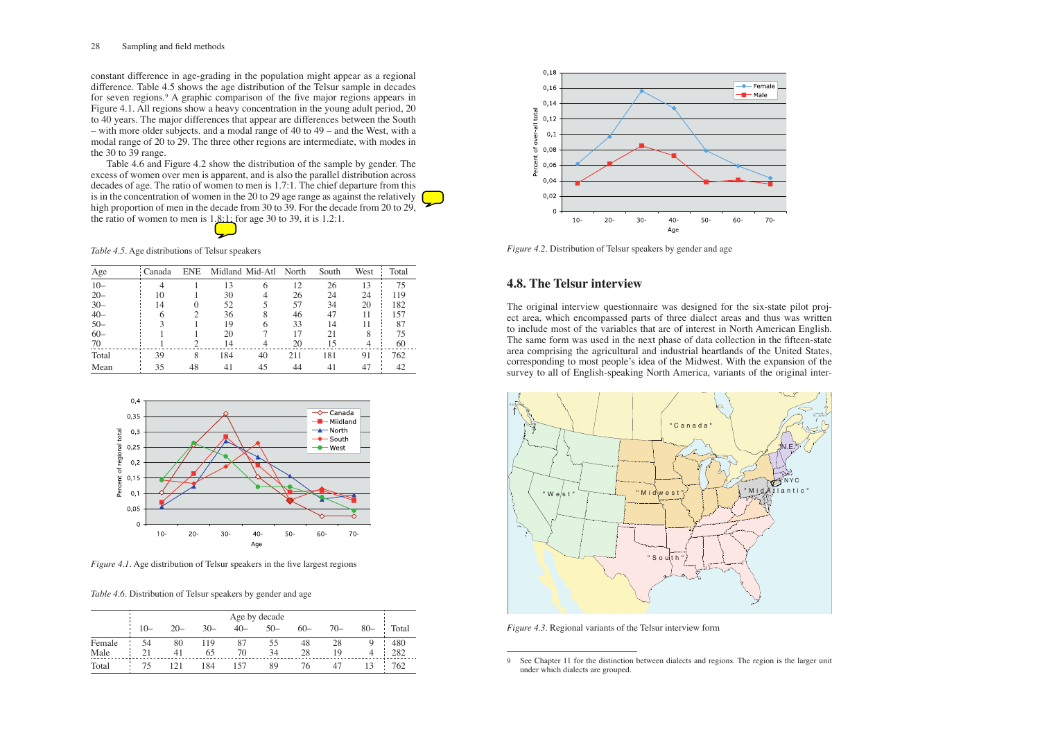constant difference in age-grading in the population might appear as a regional difference. Table 4.5 shows the age distribution of the Telsur sample in decades for seven regions.[9] A graphic comparison of the five major regions appears in Figure 4.1. All regions show a heavy concentration in the young adult period, 20 to 40 years. The major differences that appear are differences between the South – with more older subjects. and a modal range of 40 to 49 – and the West, with a modal range of 20 to 29. The three other regions are intermediate, with modes in the 30 to 39 range.

Table 4.6 and Figure 4.2 show the distribution of the sample by gender. The excess of women over men is apparent, and is also the parallel distribution across decades of age. The ratio of women to men is 1.7:1. The chief departure from this is in the concentration of women in the 20 to 29 age range as against the relatively high proportion of men in the decade from 30 to 39. For the decade from 20 to 29, the ratio of women to men is 1.8:1; for age 30 to 39, it is 1.2:1.

*Table 4.5*. Age distributions of Telsur speakers

| Age | Canada | ENE | Midland | Mid-Atl | North | South | West | Total |
|---|---|---|---|---|---|---|---|---|
| 10– | 4 | 1 | 13 | 6 | 12 | 26 | 13 | 75 |
| 20– | 10 | 1 | 30 | 4 | 26 | 24 | 24 | 119 |
| 30– | 14 | 0 | 52 | 5 | 57 | 34 | 20 | 182 |
| 40– | 6 | 2 | 36 | 8 | 46 | 47 | 11 | 157 |
| 50– | 3 | 1 | 19 | 6 | 33 | 14 | 11 | 87 |
| 60– | 1 | 1 | 20 | 7 | 17 | 21 | 8 | 75 |
| 70 | 1 | 2 | 14 | 4 | 20 | 15 | 4 | 60 |
| Total | 39 | 8 | 184 | 40 | 211 | 181 | 91 | 762 |
| Mean | 35 | 48 | 41 | 45 | 44 | 41 | 47 | 42 |

*Figure 4.1*. Age distribution of Telsur speakers in the five largest regions

*Table 4.6*. Distribution of Telsur speakers by gender and age

| | Age by decade | | | | | | | | Total |
|---|---|---|---|---|---|---|---|---|---|
| | 10– | 20– | 30– | 40– | 50– | 60– | 70– | 80– | |
| Female | 54 | 80 | 119 | 87 | 55 | 48 | 28 | 9 | 480 |
| Male | 21 | 41 | 65 | 70 | 34 | 28 | 19 | 4 | 282 |
| Total | 75 | 121 | 184 | 157 | 89 | 76 | 47 | 13 | 762 |

*Figure 4.2*. Distribution of Telsur speakers by gender and age

## 4.8. The Telsur interview

The original interview questionnaire was designed for the six-state pilot project area, which encompassed parts of three dialect areas and thus was written to include most of the variables that are of interest in North American English. The same form was used in the next phase of data collection in the fifteen-state area comprising the agricultural and industrial heartlands of the United States, corresponding to most people's idea of the Midwest. With the expansion of the survey to all of English-speaking North America, variants of the original inter-

*Figure 4.3*. Regional variants of the Telsur interview form

9 See Chapter 11 for the distinction between dialects and regions. The region is the larger unit under which dialects are grouped.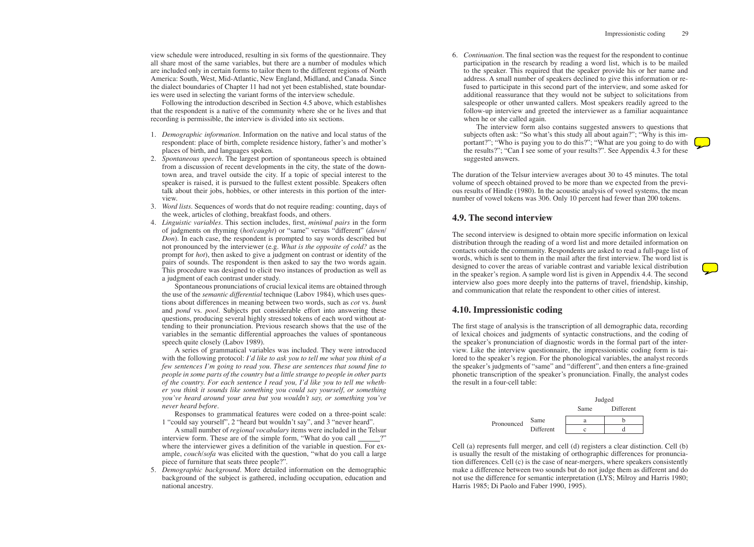view schedule were introduced, resulting in six forms of the questionnaire. They all share most of the same variables, but there are a number of modules which are included only in certain forms to tailor them to the different regions of North America: South, West, Mid-Atlantic, New England, Midland, and Canada. Since the dialect boundaries of Chapter 11 had not yet been established, state boundaries were used in selecting the variant forms of the interview schedule.

Following the introduction described in Section 4.5 above, which establishes that the respondent is a native of the community where she or he lives and that recording is permissible, the interview is divided into six sections.

1. *Demographic information*. Information on the native and local status of the respondent: place of birth, complete residence history, father's and mother's places of birth, and languages spoken.
2. *Spontaneous speech*. The largest portion of spontaneous speech is obtained from a discussion of recent developments in the city, the state of the downtown area, and travel outside the city. If a topic of special interest to the speaker is raised, it is pursued to the fullest extent possible. Speakers often talk about their jobs, hobbies, or other interests in this portion of the interview.
3. *Word lists*. Sequences of words that do not require reading: counting, days of the week, articles of clothing, breakfast foods, and others.
4. *Linguistic variables*. This section includes, first, *minimal pairs* in the form of judgments on rhyming (*hot*/*caught*) or "same" versus "different" (*dawn*/*Don*). In each case, the respondent is prompted to say words described but not pronounced by the interviewer (e.g. *What is the opposite of cold?* as the prompt for *hot*), then asked to give a judgment on contrast or identity of the pairs of sounds. The respondent is then asked to say the two words again. This procedure was designed to elicit two instances of production as well as a judgment of each contrast under study.

   Spontaneous pronunciations of crucial lexical items are obtained through the use of the *semantic differential* technique (Labov 1984), which uses questions about differences in meaning between two words, such as *cot* vs. *bunk* and *pond* vs. *pool*. Subjects put considerable effort into answering these questions, producing several highly stressed tokens of each word without attending to their pronunciation. Previous research shows that the use of the variables in the semantic differential approaches the values of spontaneous speech quite closely (Labov 1989).

   A series of grammatical variables was included. They were introduced with the following protocol: *I'd like to ask you to tell me what you think of a few sentences I'm going to read you. These are sentences that sound fine to people in some parts of the country but a little strange to people in other parts of the country. For each sentence I read you, I'd like you to tell me whether you think it sounds like something you could say yourself, or something you've heard around your area but you wouldn't say, or something you've never heard before*.

   Responses to grammatical features were coded on a three-point scale: 1 "could say yourself", 2 "heard but wouldn't say", and 3 "never heard".

   A small number of *regional vocabulary* items were included in the Telsur interview form. These are of the simple form, "What do you call ______?" where the interviewer gives a definition of the variable in question. For example, *couch*/*sofa* was elicited with the question, "what do you call a large piece of furniture that seats three people?".
5. *Demographic background*. More detailed information on the demographic background of the subject is gathered, including occupation, education and national ancestry.
6. *Continuation*. The final section was the request for the respondent to continue participation in the research by reading a word list, which is to be mailed to the speaker. This required that the speaker provide his or her name and address. A small number of speakers declined to give this information or refused to participate in this second part of the interview, and some asked for additional reassurance that they would not be subject to solicitations from salespeople or other unwanted callers. Most speakers readily agreed to the follow-up interview and greeted the interviewer as a familiar acquaintance when he or she called again.

   The interview form also contains suggested answers to questions that subjects often ask: "So what's this study all about again?"; "Why is this important?"; "Who is paying you to do this?"; "What are you going to do with the results?"; "Can I see some of your results?". See Appendix 4.3 for these suggested answers.

The duration of the Telsur interview averages about 30 to 45 minutes. The total volume of speech obtained proved to be more than we expected from the previous results of Hindle (1980). In the acoustic analysis of vowel systems, the mean number of vowel tokens was 306. Only 10 percent had fewer than 200 tokens.

## 4.9. The second interview

The second interview is designed to obtain more specific information on lexical distribution through the reading of a word list and more detailed information on contacts outside the community. Respondents are asked to read a full-page list of words, which is sent to them in the mail after the first interview. The word list is designed to cover the areas of variable contrast and variable lexical distribution in the speaker's region. A sample word list is given in Appendix 4.4. The second interview also goes more deeply into the patterns of travel, friendship, kinship, and communication that relate the respondent to other cities of interest.

## 4.10. Impressionistic coding

The first stage of analysis is the transcription of all demographic data, recording of lexical choices and judgments of syntactic constructions, and the coding of the speaker's pronunciation of diagnostic words in the formal part of the interview. Like the interview questionnaire, the impressionistic coding form is tailored to the speaker's region. For the phonological variables, the analyst records the speaker's judgments of "same" and "different", and then enters a fine-grained phonetic transcription of the speaker's pronunciation. Finally, the analyst codes the result in a four-cell table:

| | | Judged | |
|---|---|---|---|
| | | Same | Different |
| Pronounced | Same | a | b |
| | Different | c | d |

Cell (a) represents full merger, and cell (d) registers a clear distinction. Cell (b) is usually the result of the mistaking of orthographic differences for pronunciation differences. Cell (c) is the case of near-mergers, where speakers consistently make a difference between two sounds but do not judge them as different and do not use the difference for semantic interpretation (LYS; Milroy and Harris 1980; Harris 1985; Di Paolo and Faber 1990, 1995).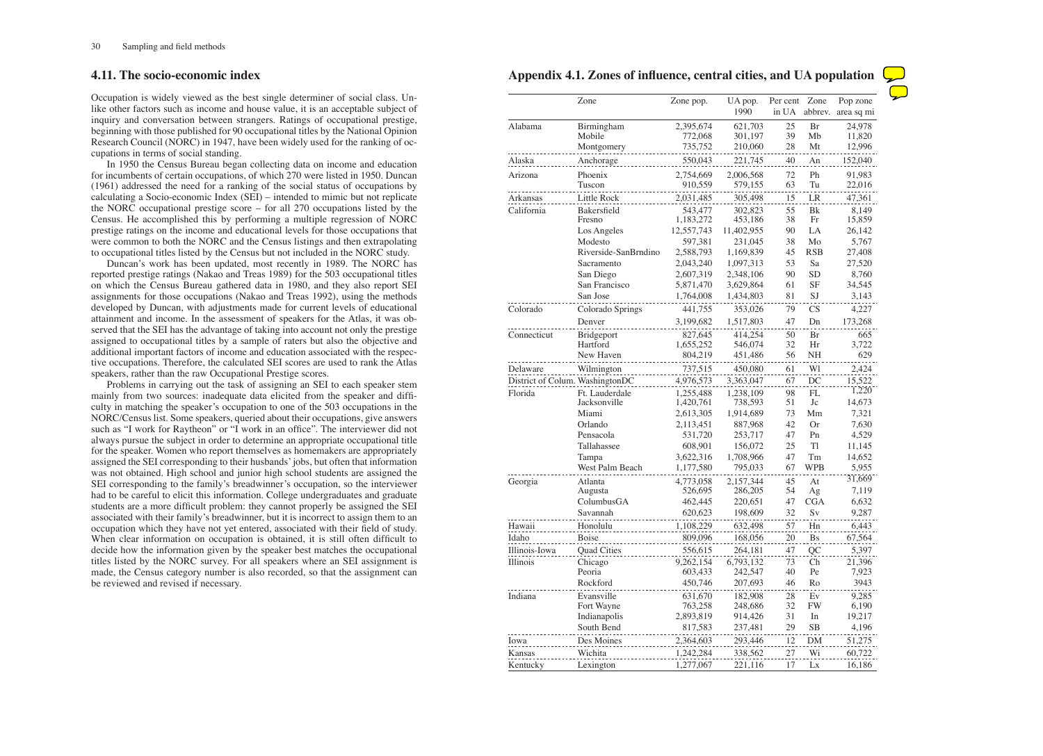## 4.11. The socio-economic index

Occupation is widely viewed as the best single determiner of social class. Unlike other factors such as income and house value, it is an acceptable subject of inquiry and conversation between strangers. Ratings of occupational prestige, beginning with those published for 90 occupational titles by the National Opinion Research Council (NORC) in 1947, have been widely used for the ranking of occupations in terms of social standing.

In 1950 the Census Bureau began collecting data on income and education for incumbents of certain occupations, of which 270 were listed in 1950. Duncan (1961) addressed the need for a ranking of the social status of occupations by calculating a Socio-economic Index (SEI) – intended to mimic but not replicate the NORC occupational prestige score – for all 270 occupations listed by the Census. He accomplished this by performing a multiple regression of NORC prestige ratings on the income and educational levels for those occupations that were common to both the NORC and the Census listings and then extrapolating to occupational titles listed by the Census but not included in the NORC study.

Duncan's work has been updated, most recently in 1989. The NORC has reported prestige ratings (Nakao and Treas 1989) for the 503 occupational titles on which the Census Bureau gathered data in 1980, and they also report SEI assignments for those occupations (Nakao and Treas 1992), using the methods developed by Duncan, with adjustments made for current levels of educational attainment and income. In the assessment of speakers for the Atlas, it was observed that the SEI has the advantage of taking into account not only the prestige assigned to occupational titles by a sample of raters but also the objective and additional important factors of income and education associated with the respective occupations. Therefore, the calculated SEI scores are used to rank the Atlas speakers, rather than the raw Occupational Prestige scores.

Problems in carrying out the task of assigning an SEI to each speaker stem mainly from two sources: inadequate data elicited from the speaker and difficulty in matching the speaker's occupation to one of the 503 occupations in the NORC/Census list. Some speakers, queried about their occupations, give answers such as "I work for Raytheon" or "I work in an office". The interviewer did not always pursue the subject in order to determine an appropriate occupational title for the speaker. Women who report themselves as homemakers are appropriately assigned the SEI corresponding to their husbands' jobs, but often that information was not obtained. High school and junior high school students are assigned the SEI corresponding to the family's breadwinner's occupation, so the interviewer had to be careful to elicit this information. College undergraduates and graduate students are a more difficult problem: they cannot properly be assigned the SEI associated with their family's breadwinner, but it is incorrect to assign them to an occupation which they have not yet entered, associated with their field of study. When clear information on occupation is obtained, it is still often difficult to decide how the information given by the speaker best matches the occupational titles listed by the NORC survey. For all speakers where an SEI assignment is made, the Census category number is also recorded, so that the assignment can be reviewed and revised if necessary.

## Appendix 4.1. Zones of influence, central cities, and UA population

| | Zone | Zone pop. | UA pop. 1990 | Per cent in UA | Zone abbrev. | Pop zone area sq mi |
|---|---|---|---|---|---|---|
| Alabama | Birmingham | 2,395,674 | 621,703 | 25 | Br | 24,978 |
| | Mobile | 772,068 | 301,197 | 39 | Mb | 11,820 |
| | Montgomery | 735,752 | 210,060 | 28 | Mt | 12,996 |
| Alaska | Anchorage | 550,043 | 221,745 | 40 | An | 152,040 |
| Arizona | Phoenix | 2,754,669 | 2,006,568 | 72 | Ph | 91,983 |
| | Tuscon | 910,559 | 579,155 | 63 | Tu | 22,016 |
| Arkansas | Little Rock | 2,031,485 | 305,498 | 15 | LR | 47,361 |
| California | Bakersfield | 543,477 | 302,823 | 55 | Bk | 8,149 |
| | Fresno | 1,183,272 | 453,186 | 38 | Fr | 15,859 |
| | Los Angeles | 12,557,743 | 11,402,955 | 90 | LA | 26,142 |
| | Modesto | 597,381 | 231,045 | 38 | Mo | 5,767 |
| | Riverside-SanBrndino | 2,588,793 | 1,169,839 | 45 | RSB | 27,408 |
| | Sacramento | 2,043,240 | 1,097,313 | 53 | Sa | 27,520 |
| | San Diego | 2,607,319 | 2,348,106 | 90 | SD | 8,760 |
| | San Francisco | 5,871,470 | 3,629,864 | 61 | SF | 34,545 |
| | San Jose | 1,764,008 | 1,434,803 | 81 | SJ | 3,143 |
| Colorado | Colorado Springs | 441,755 | 353,026 | 79 | CS | 4,227 |
| | Denver | 3,199,682 | 1,517,803 | 47 | Dn | 173,268 |
| Connecticut | Bridgeport | 827,645 | 414,254 | 50 | Br | 665 |
| | Hartford | 1,655,252 | 546,074 | 32 | Hr | 3,722 |
| | New Haven | 804,219 | 451,486 | 56 | NH | 629 |
| Delaware | Wilmington | 737,515 | 450,080 | 61 | Wl | 2,424 |
| District of Colum. | WashingtonDC | 4,976,573 | 3,363,047 | 67 | DC | 15,522 |
| Florida | Ft. Lauderdale | 1,255,488 | 1,238,109 | 98 | FL | 1,220 |
| | Jacksonville | 1,420,761 | 738,593 | 51 | Jc | 14,673 |
| | Miami | 2,613,305 | 1,914,689 | 73 | Mm | 7,321 |
| | Orlando | 2,113,451 | 887,968 | 42 | Or | 7,630 |
| | Pensacola | 531,720 | 253,717 | 47 | Pn | 4,529 |
| | Tallahassee | 608,901 | 156,072 | 25 | Tl | 11,145 |
| | Tampa | 3,622,316 | 1,708,966 | 47 | Tm | 14,652 |
| | West Palm Beach | 1,177,580 | 795,033 | 67 | WPB | 5,955 |
| Georgia | Atlanta | 4,773,058 | 2,157,344 | 45 | At | 31,669 |
| | Augusta | 526,695 | 286,205 | 54 | Ag | 7,119 |
| | ColumbusGA | 462,445 | 220,651 | 47 | CGA | 6,632 |
| | Savannah | 620,623 | 198,609 | 32 | Sv | 9,287 |
| Hawaii | Honolulu | 1,108,229 | 632,498 | 57 | Hn | 6,443 |
| Idaho | Boise | 809,096 | 168,056 | 20 | Bs | 67,564 |
| Illinois-Iowa | Quad Cities | 556,615 | 264,181 | 47 | QC | 5,397 |
| Illinois | Chicago | 9,262,154 | 6,793,132 | 73 | Ch | 21,396 |
| | Peoria | 603,433 | 242,547 | 40 | Pe | 7,923 |
| | Rockford | 450,746 | 207,693 | 46 | Ro | 3943 |
| Indiana | Evansville | 631,670 | 182,908 | 28 | Ev | 9,285 |
| | Fort Wayne | 763,258 | 248,686 | 32 | FW | 6,190 |
| | Indianapolis | 2,893,819 | 914,426 | 31 | In | 19,217 |
| | South Bend | 817,583 | 237,481 | 29 | SB | 4,196 |
| Iowa | Des Moines | 2,364,603 | 293,446 | 12 | DM | 51,275 |
| Kansas | Wichita | 1,242,284 | 338,562 | 27 | Wi | 60,722 |
| Kentucky | Lexington | 1,277,067 | 221,116 | 17 | Lx | 16,186 |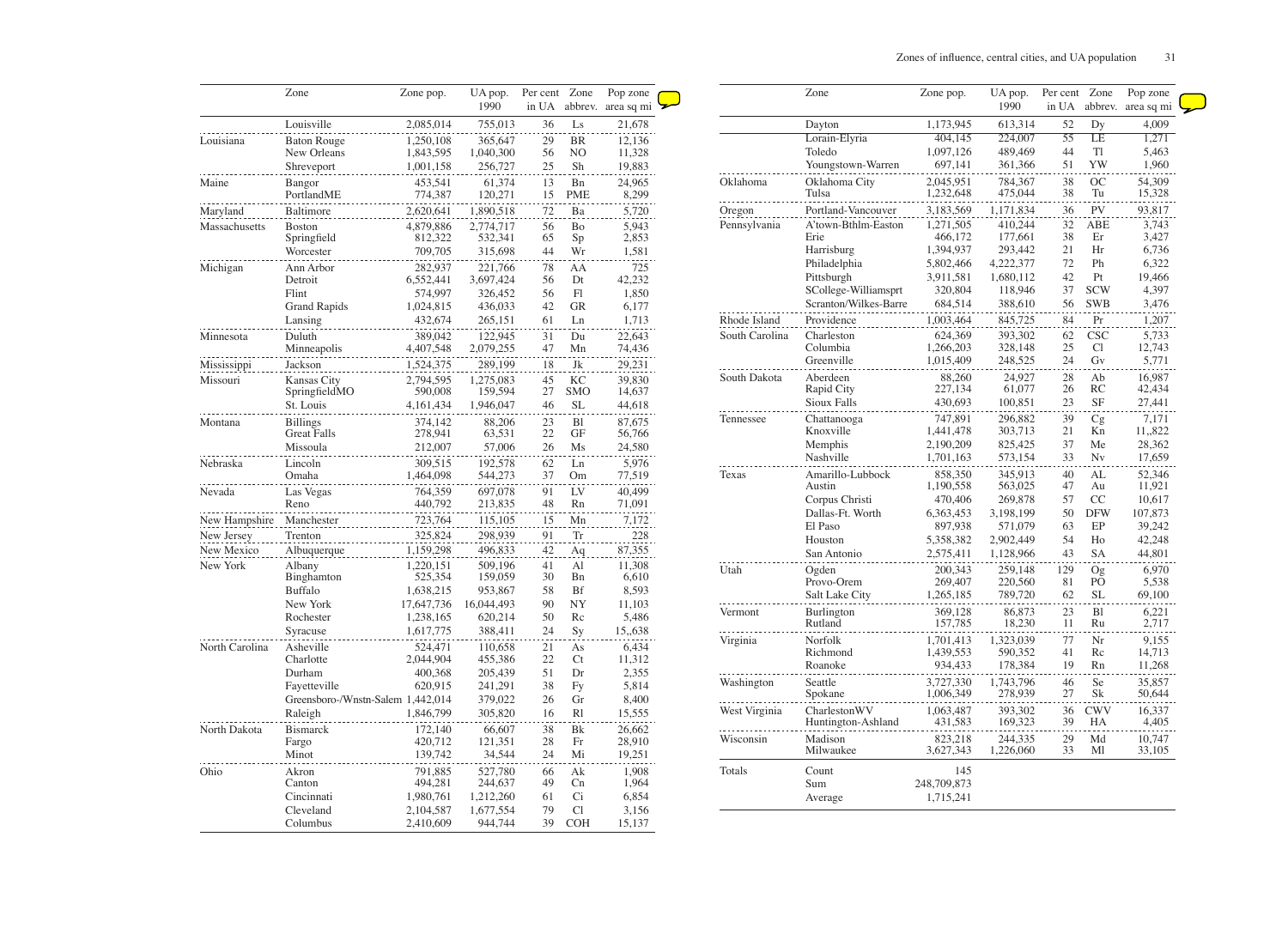| | Zone | Zone pop. | UA pop. 1990 | Per cent in UA | Zone abbrev. | Pop zone area sq mi |
|---|---|---|---|---|---|---|
| | Louisville | 2,085,014 | 755,013 | 36 | Ls | 21,678 |
| Louisiana | Baton Rouge | 1,250,108 | 365,647 | 29 | BR | 12,136 |
| | New Orleans | 1,843,595 | 1,040,300 | 56 | NO | 11,328 |
| | Shreveport | 1,001,158 | 256,727 | 25 | Sh | 19,883 |
| Maine | Bangor | 453,541 | 61,374 | 13 | Bn | 24,965 |
| | PortlandME | 774,387 | 120,271 | 15 | PME | 8,299 |
| Maryland | Baltimore | 2,620,641 | 1,890,518 | 72 | Ba | 5,720 |
| Massachusetts | Boston | 4,879,886 | 2,774,717 | 56 | Bo | 5,943 |
| | Springfield | 812,322 | 532,341 | 65 | Sp | 2,853 |
| | Worcester | 709,705 | 315,698 | 44 | Wr | 1,581 |
| Michigan | Ann Arbor | 282,937 | 221,766 | 78 | AA | 725 |
| | Detroit | 6,552,441 | 3,697,424 | 56 | Dt | 42,232 |
| | Flint | 574,997 | 326,452 | 56 | Fl | 1,850 |
| | Grand Rapids | 1,024,815 | 436,033 | 42 | GR | 6,177 |
| | Lansing | 432,674 | 265,151 | 61 | Ln | 1,713 |
| Minnesota | Duluth | 389,042 | 122,945 | 31 | Du | 22,643 |
| | Minneapolis | 4,407,548 | 2,079,255 | 47 | Mn | 74,436 |
| Mississippi | Jackson | 1,524,375 | 289,199 | 18 | Jk | 29,231 |
| Missouri | Kansas City | 2,794,595 | 1,275,083 | 45 | KC | 39,830 |
| | SpringfieldMO | 590,008 | 159,594 | 27 | SMO | 14,637 |
| | St. Louis | 4,161,434 | 1,946,047 | 46 | SL | 44,618 |
| Montana | Billings | 374,142 | 88,206 | 23 | Bl | 87,675 |
| | Great Falls | 278,941 | 63,531 | 22 | GF | 56,766 |
| | Missoula | 212,007 | 57,006 | 26 | Ms | 24,580 |
| Nebraska | Lincoln | 309,515 | 192,578 | 62 | Ln | 5,976 |
| | Omaha | 1,464,098 | 544,273 | 37 | Om | 77,519 |
| Nevada | Las Vegas | 764,359 | 697,078 | 91 | LV | 40,499 |
| | Reno | 440,792 | 213,835 | 48 | Rn | 71,091 |
| New Hampshire | Manchester | 723,764 | 115,105 | 15 | Mn | 7,172 |
| New Jersey | Trenton | 325,824 | 298,939 | 91 | Tr | 228 |
| New Mexico | Albuquerque | 1,159,298 | 496,833 | 42 | Aq | 87,355 |
| New York | Albany | 1,220,151 | 509,196 | 41 | Al | 11,308 |
| | Binghamton | 525,354 | 159,059 | 30 | Bn | 6,610 |
| | Buffalo | 1,638,215 | 953,867 | 58 | Bf | 8,593 |
| | New York | 17,647,736 | 16,044,493 | 90 | NY | 11,103 |
| | Rochester | 1,238,165 | 620,214 | 50 | Rc | 5,486 |
| | Syracuse | 1,617,775 | 388,411 | 24 | Sy | 15,,638 |
| North Carolina | Asheville | 524,471 | 110,658 | 21 | As | 6,434 |
| | Charlotte | 2,044,904 | 455,386 | 22 | Ct | 11,312 |
| | Durham | 400,368 | 205,439 | 51 | Dr | 2,355 |
| | Fayetteville | 620,915 | 241,291 | 38 | Fy | 5,814 |
| | Greensboro-/Wnstn-Salem | 1,442,014 | 379,022 | 26 | Gr | 8,400 |
| | Raleigh | 1,846,799 | 305,820 | 16 | Rl | 15,555 |
| North Dakota | Bismarck | 172,140 | 66,607 | 38 | Bk | 26,662 |
| | Fargo | 420,712 | 121,351 | 28 | Fr | 28,910 |
| | Minot | 139,742 | 34,544 | 24 | Mi | 19,251 |
| Ohio | Akron | 791,885 | 527,780 | 66 | Ak | 1,908 |
| | Canton | 494,281 | 244,637 | 49 | Cn | 1,964 |
| | Cincinnati | 1,980,761 | 1,212,260 | 61 | Ci | 6,854 |
| | Cleveland | 2,104,587 | 1,677,554 | 79 | Cl | 3,156 |
| | Columbus | 2,410,609 | 944,744 | 39 | COH | 15,137 |

| | Zone | Zone pop. | UA pop. 1990 | Per cent in UA | Zone abbrev. | Pop zone area sq mi |
|---|---|---|---|---|---|---|
| | Dayton | 1,173,945 | 613,314 | 52 | Dy | 4,009 |
| | Lorain-Elyria | 404,145 | 224,007 | 55 | LE | 1,271 |
| | Toledo | 1,097,126 | 489,469 | 44 | Tl | 5,463 |
| | Youngstown-Warren | 697,141 | 361,366 | 51 | YW | 1,960 |
| Oklahoma | Oklahoma City | 2,045,951 | 784,367 | 38 | OC | 54,309 |
| | Tulsa | 1,232,648 | 475,044 | 38 | Tu | 15,328 |
| Oregon | Portland-Vancouver | 3,183,569 | 1,171,834 | 36 | PV | 93,817 |
| Pennsylvania | A'town-Bthlm-Easton | 1,271,505 | 410,244 | 32 | ABE | 3,743 |
| | Erie | 466,172 | 177,661 | 38 | Er | 3,427 |
| | Harrisburg | 1,394,937 | 293,442 | 21 | Hr | 6,736 |
| | Philadelphia | 5,802,466 | 4,222,377 | 72 | Ph | 6,322 |
| | Pittsburgh | 3,911,581 | 1,680,112 | 42 | Pt | 19,466 |
| | SCollege-Williamsprt | 320,804 | 118,946 | 37 | SCW | 4,397 |
| | Scranton/Wilkes-Barre | 684,514 | 388,610 | 56 | SWB | 3,476 |
| Rhode Island | Providence | 1,003,464 | 845,725 | 84 | Pr | 1,207 |
| South Carolina | Charleston | 624,369 | 393,302 | 62 | CSC | 5,733 |
| | Columbia | 1,266,203 | 328,148 | 25 | Cl | 12,743 |
| | Greenville | 1,015,409 | 248,525 | 24 | Gv | 5,771 |
| South Dakota | Aberdeen | 88,260 | 24,927 | 28 | Ab | 16,987 |
| | Rapid City | 227,134 | 61,077 | 26 | RC | 42,434 |
| | Sioux Falls | 430,693 | 100,851 | 23 | SF | 27,441 |
| Tennessee | Chattanooga | 747,891 | 296,882 | 39 | Cg | 7,171 |
| | Knoxville | 1,441,478 | 303,713 | 21 | Kn | 11,,822 |
| | Memphis | 2,190,209 | 825,425 | 37 | Me | 28,362 |
| | Nashville | 1,701,163 | 573,154 | 33 | Nv | 17,659 |
| Texas | Amarillo-Lubbock | 858,350 | 345,913 | 40 | AL | 52,346 |
| | Austin | 1,190,558 | 563,025 | 47 | Au | 11,921 |
| | Corpus Christi | 470,406 | 269,878 | 57 | CC | 10,617 |
| | Dallas-Ft. Worth | 6,363,453 | 3,198,199 | 50 | DFW | 107,873 |
| | El Paso | 897,938 | 571,079 | 63 | EP | 39,242 |
| | Houston | 5,358,382 | 2,902,449 | 54 | Ho | 42,248 |
| | San Antonio | 2,575,411 | 1,128,966 | 43 | SA | 44,801 |
| Utah | Ogden | 200,343 | 259,148 | 129 | Og | 6,970 |
| | Provo-Orem | 269,407 | 220,560 | 81 | PO | 5,538 |
| | Salt Lake City | 1,265,185 | 789,720 | 62 | SL | 69,100 |
| Vermont | Burlington | 369,128 | 86,873 | 23 | Bl | 6,221 |
| | Rutland | 157,785 | 18,230 | 11 | Ru | 2,717 |
| Virginia | Norfolk | 1,701,413 | 1,323,039 | 77 | Nr | 9,155 |
| | Richmond | 1,439,553 | 590,352 | 41 | Rc | 14,713 |
| | Roanoke | 934,433 | 178,384 | 19 | Rn | 11,268 |
| Washington | Seattle | 3,727,330 | 1,743,796 | 46 | Se | 35,857 |
| | Spokane | 1,006,349 | 278,939 | 27 | Sk | 50,644 |
| West Virginia | CharlestonWV | 1,063,487 | 393,302 | 36 | CWV | 16,337 |
| | Huntington-Ashland | 431,583 | 169,323 | 39 | HA | 4,405 |
| Wisconsin | Madison | 823,218 | 244,335 | 29 | Md | 10,747 |
| | Milwaukee | 3,627,343 | 1,226,060 | 33 | Ml | 33,105 |
| Totals | Count | 145 | | | | |
| | Sum | 248,709,873 | | | | |
| | Average | 1,715,241 | | | | |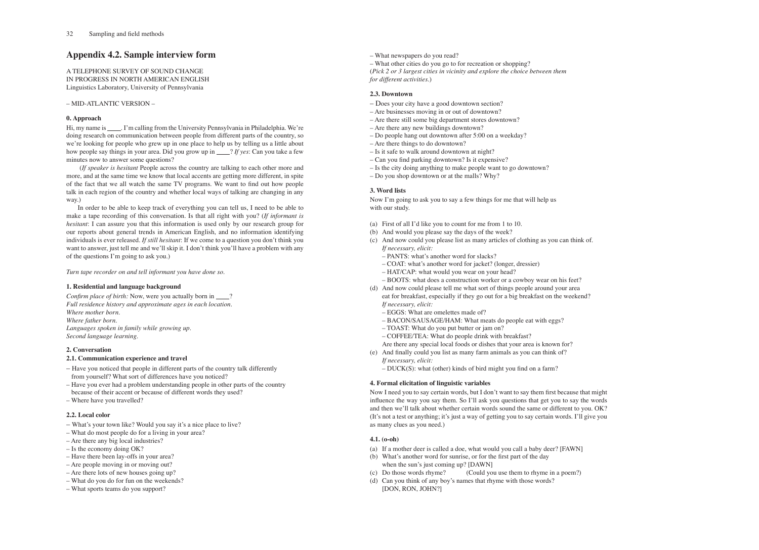## Appendix 4.2. Sample interview form

A TELEPHONE SURVEY OF SOUND CHANGE
IN PROGRESS IN NORTH AMERICAN ENGLISH
Linguistics Laboratory, University of Pennsylvania

– MID-ATLANTIC VERSION –

#### 0. Approach

Hi, my name is ____. I'm calling from the University Pennsylvania in Philadelphia. We're doing research on communication between people from different parts of the country, so we're looking for people who grew up in one place to help us by telling us a little about how people say things in your area. Did you grow up in ____? *If yes*: Can you take a few minutes now to answer some questions?

(*If speaker is hesitant* People across the country are talking to each other more and more, and at the same time we know that local accents are getting more different, in spite of the fact that we all watch the same TV programs. We want to find out how people talk in each region of the country and whether local ways of talking are changing in any way.)

In order to be able to keep track of everything you can tell us, I need to be able to make a tape recording of this conversation. Is that all right with you? (*If informant is hesitant*: I can assure you that this information is used only by our research group for our reports about general trends in American English, and no information identifying individuals is ever released. *If still hesitant*: If we come to a question you don't think you want to answer, just tell me and we'll skip it. I don't think you'll have a problem with any of the questions I'm going to ask you.)

*Turn tape recorder on and tell informant you have done so.*

#### 1. Residential and language background

*Confirm place of birth:* Now, were you actually born in ____?
*Full residence history and approximate ages in each location.*
*Where mother born.*
*Where father born.*
*Languages spoken in family while growing up.*
*Second language learning.*

#### 2. Conversation

#### 2.1. Communication experience and travel

- Have you noticed that people in different parts of the country talk differently from yourself? What sort of differences have you noticed?
- Have you ever had a problem understanding people in other parts of the country because of their accent or because of different words they used?
- Where have you travelled?

#### 2.2. Local color

- What's your town like? Would you say it's a nice place to live?
- What do most people do for a living in your area?
- Are there any big local industries?
- Is the economy doing OK?
- Have there been lay-offs in your area?
- Are people moving in or moving out?
- Are there lots of new houses going up?
- What do you do for fun on the weekends?
- What sports teams do you support?
- What newspapers do you read?
- What other cities do you go to for recreation or shopping?

(*Pick 2 or 3 largest cities in vicinity and explore the choice between them for different activities.*)

#### 2.3. Downtown

- Does your city have a good downtown section?
- Are businesses moving in or out of downtown?
- Are there still some big department stores downtown?
- Are there any new buildings downtown?
- Do people hang out downtown after 5:00 on a weekday?
- Are there things to do downtown?
- Is it safe to walk around downtown at night?
- Can you find parking downtown? Is it expensive?
- Is the city doing anything to make people want to go downtown?
- Do you shop downtown or at the malls? Why?

#### 3. Word lists

Now I'm going to ask you to say a few things for me that will help us with our study.

(a) First of all I'd like you to count for me from 1 to 10.
(b) And would you please say the days of the week?
(c) And now could you please list as many articles of clothing as you can think of.
*If necessary, elicit:*
– PANTS: what's another word for slacks?
– COAT: what's another word for jacket? (longer, dressier)
– HAT/CAP: what would you wear on your head?
– BOOTS: what does a construction worker or a cowboy wear on his feet?
(d) And now could please tell me what sort of things people around your area eat for breakfast, especially if they go out for a big breakfast on the weekend?
*If necessary, elicit:*
– EGGS: What are omelettes made of?
– BACON/SAUSAGE/HAM: What meats do people eat with eggs?
– TOAST: What do you put butter or jam on?
– COFFEE/TEA: What do people drink with breakfast?
Are there any special local foods or dishes that your area is known for?
(e) And finally could you list as many farm animals as you can think of?
*If necessary, elicit:*
– DUCK(S): what (other) kinds of bird might you find on a farm?

#### 4. Formal elicitation of linguistic variables

Now I need you to say certain words, but I don't want to say them first because that might influence the way you say them. So I'll ask you questions that get you to say the words and then we'll talk about whether certain words sound the same or different to you. OK? (It's not a test or anything; it's just a way of getting you to say certain words. I'll give you as many clues as you need.)

#### 4.1. (o-oh)

(a) If a mother deer is called a doe, what would you call a baby deer? [FAWN]
(b) What's another word for sunrise, or for the first part of the day when the sun's just coming up? [DAWN]
(c) Do those words rhyme? (Could you use them to rhyme in a poem?)
(d) Can you think of any boy's names that rhyme with those words? [DON, RON, JOHN?]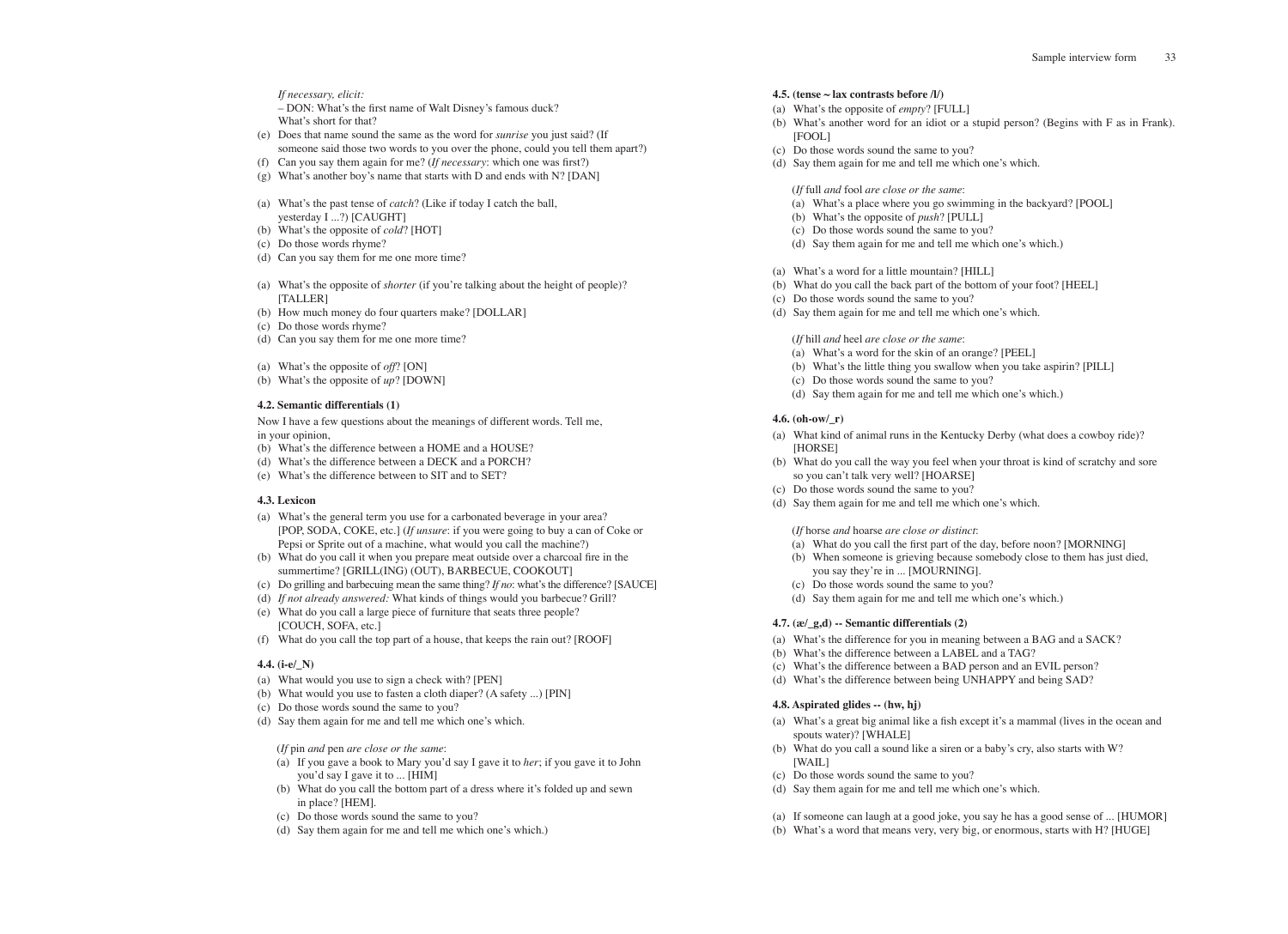*If necessary, elicit:*

– DON: What's the first name of Walt Disney's famous duck?
What's short for that?

(e) Does that name sound the same as the word for *sunrise* you just said? (If someone said those two words to you over the phone, could you tell them apart?)
(f) Can you say them again for me? (*If necessary*: which one was first?)
(g) What's another boy's name that starts with D and ends with N? [DAN]

(a) What's the past tense of *catch*? (Like if today I catch the ball, yesterday I ...?) [CAUGHT]
(b) What's the opposite of *cold*? [HOT]
(c) Do those words rhyme?
(d) Can you say them for me one more time?

(a) What's the opposite of *shorter* (if you're talking about the height of people)? [TALLER]
(b) How much money do four quarters make? [DOLLAR]
(c) Do those words rhyme?
(d) Can you say them for me one more time?

(a) What's the opposite of *off*? [ON]
(b) What's the opposite of *up*? [DOWN]

**4.2. Semantic differentials (1)**

Now I have a few questions about the meanings of different words. Tell me, in your opinion,

(b) What's the difference between a HOME and a HOUSE?
(d) What's the difference between a DECK and a PORCH?
(e) What's the difference between to SIT and to SET?

**4.3. Lexicon**

(a) What's the general term you use for a carbonated beverage in your area? [POP, SODA, COKE, etc.] (*If unsure*: if you were going to buy a can of Coke or Pepsi or Sprite out of a machine, what would you call the machine?)
(b) What do you call it when you prepare meat outside over a charcoal fire in the summertime? [GRILL(ING) (OUT), BARBECUE, COOKOUT]
(c) Do grilling and barbecuing mean the same thing? *If no*: what's the difference? [SAUCE]
(d) *If not already answered:* What kinds of things would you barbecue? Grill?
(e) What do you call a large piece of furniture that seats three people? [COUCH, SOFA, etc.]
(f) What do you call the top part of a house, that keeps the rain out? [ROOF]

**4.4. (i-e/_N)**

(a) What would you use to sign a check with? [PEN]
(b) What would you use to fasten a cloth diaper? (A safety ...) [PIN]
(c) Do those words sound the same to you?
(d) Say them again for me and tell me which one's which.

(*If* pin *and* pen *are close or the same*:

(a) If you gave a book to Mary you'd say I gave it to *her*; if you gave it to John you'd say I gave it to ... [HIM]
(b) What do you call the bottom part of a dress where it's folded up and sewn in place? [HEM].
(c) Do those words sound the same to you?
(d) Say them again for me and tell me which one's which.)

**4.5. (tense ~ lax contrasts before /l/)**

(a) What's the opposite of *empty*? [FULL]
(b) What's another word for an idiot or a stupid person? (Begins with F as in Frank). [FOOL]
(c) Do those words sound the same to you?
(d) Say them again for me and tell me which one's which.

(*If* full *and* fool *are close or the same*:

(a) What's a place where you go swimming in the backyard? [POOL]
(b) What's the opposite of *push*? [PULL]
(c) Do those words sound the same to you?
(d) Say them again for me and tell me which one's which.)

(a) What's a word for a little mountain? [HILL]
(b) What do you call the back part of the bottom of your foot? [HEEL]
(c) Do those words sound the same to you?
(d) Say them again for me and tell me which one's which.

(*If* hill *and* heel *are close or the same*:

(a) What's a word for the skin of an orange? [PEEL]
(b) What's the little thing you swallow when you take aspirin? [PILL]
(c) Do those words sound the same to you?
(d) Say them again for me and tell me which one's which.)

**4.6. (oh-ow/_r)**

(a) What kind of animal runs in the Kentucky Derby (what does a cowboy ride)? [HORSE]
(b) What do you call the way you feel when your throat is kind of scratchy and sore so you can't talk very well? [HOARSE]
(c) Do those words sound the same to you?
(d) Say them again for me and tell me which one's which.

(*If* horse *and* hoarse *are close or distinct*:

(a) What do you call the first part of the day, before noon? [MORNING]
(b) When someone is grieving because somebody close to them has just died, you say they're in ... [MOURNING].
(c) Do those words sound the same to you?
(d) Say them again for me and tell me which one's which.)

**4.7. (æ/_g,d) -- Semantic differentials (2)**

(a) What's the difference for you in meaning between a BAG and a SACK?
(b) What's the difference between a LABEL and a TAG?
(c) What's the difference between a BAD person and an EVIL person?
(d) What's the difference between being UNHAPPY and being SAD?

**4.8. Aspirated glides -- (hw, hj)**

(a) What's a great big animal like a fish except it's a mammal (lives in the ocean and spouts water)? [WHALE]
(b) What do you call a sound like a siren or a baby's cry, also starts with W? [WAIL]
(c) Do those words sound the same to you?
(d) Say them again for me and tell me which one's which.

(a) If someone can laugh at a good joke, you say he has a good sense of ... [HUMOR]
(b) What's a word that means very, very big, or enormous, starts with H? [HUGE]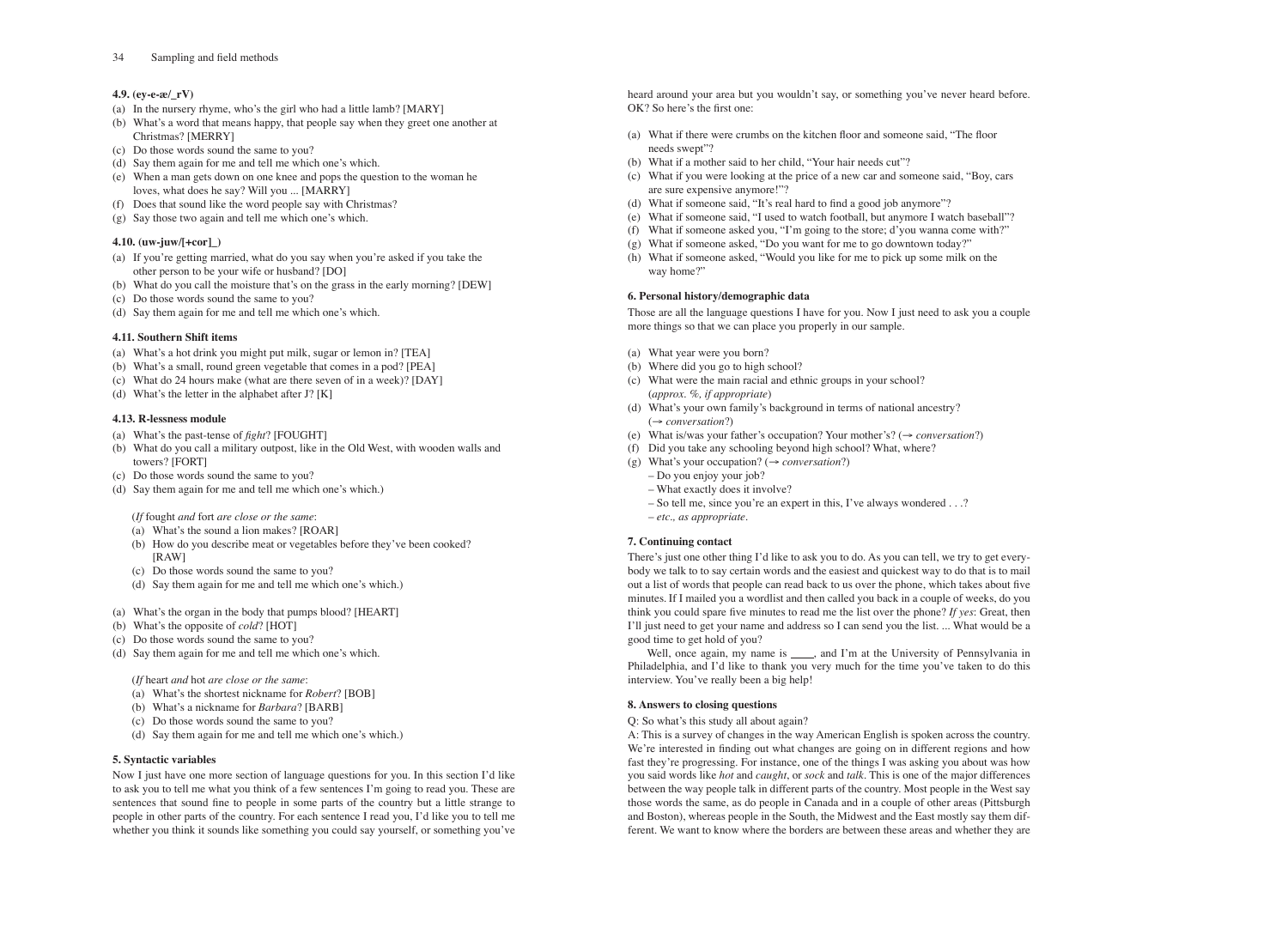#### 4.9. (ey-e-æ/_rV)

(a) In the nursery rhyme, who's the girl who had a little lamb? [MARY]
(b) What's a word that means happy, that people say when they greet one another at Christmas? [MERRY]
(c) Do those words sound the same to you?
(d) Say them again for me and tell me which one's which.
(e) When a man gets down on one knee and pops the question to the woman he loves, what does he say? Will you ... [MARRY]
(f) Does that sound like the word people say with Christmas?
(g) Say those two again and tell me which one's which.

#### 4.10. (uw-juw/[+cor]_)

(a) If you're getting married, what do you say when you're asked if you take the other person to be your wife or husband? [DO]
(b) What do you call the moisture that's on the grass in the early morning? [DEW]
(c) Do those words sound the same to you?
(d) Say them again for me and tell me which one's which.

#### 4.11. Southern Shift items

(a) What's a hot drink you might put milk, sugar or lemon in? [TEA]
(b) What's a small, round green vegetable that comes in a pod? [PEA]
(c) What do 24 hours make (what are there seven of in a week)? [DAY]
(d) What's the letter in the alphabet after J? [K]

#### 4.13. R-lessness module

(a) What's the past-tense of *fight*? [FOUGHT]
(b) What do you call a military outpost, like in the Old West, with wooden walls and towers? [FORT]
(c) Do those words sound the same to you?
(d) Say them again for me and tell me which one's which.)

(*If* fought *and* fort *are close or the same*:
(a) What's the sound a lion makes? [ROAR]
(b) How do you describe meat or vegetables before they've been cooked? [RAW]
(c) Do those words sound the same to you?
(d) Say them again for me and tell me which one's which.)

(a) What's the organ in the body that pumps blood? [HEART]
(b) What's the opposite of *cold*? [HOT]
(c) Do those words sound the same to you?
(d) Say them again for me and tell me which one's which.

(*If* heart *and* hot *are close or the same*:
(a) What's the shortest nickname for *Robert*? [BOB]
(b) What's a nickname for *Barbara*? [BARB]
(c) Do those words sound the same to you?
(d) Say them again for me and tell me which one's which.)

#### 5. Syntactic variables

Now I just have one more section of language questions for you. In this section I'd like to ask you to tell me what you think of a few sentences I'm going to read you. These are sentences that sound fine to people in some parts of the country but a little strange to people in other parts of the country. For each sentence I read you, I'd like you to tell me whether you think it sounds like something you could say yourself, or something you've heard around your area but you wouldn't say, or something you've never heard before. OK? So here's the first one:

(a) What if there were crumbs on the kitchen floor and someone said, "The floor needs swept"?
(b) What if a mother said to her child, "Your hair needs cut"?
(c) What if you were looking at the price of a new car and someone said, "Boy, cars are sure expensive anymore!"?
(d) What if someone said, "It's real hard to find a good job anymore"?
(e) What if someone said, "I used to watch football, but anymore I watch baseball"?
(f) What if someone asked you, "I'm going to the store; d'you wanna come with?"
(g) What if someone asked, "Do you want for me to go downtown today?"
(h) What if someone asked, "Would you like for me to pick up some milk on the way home?"

#### 6. Personal history/demographic data

Those are all the language questions I have for you. Now I just need to ask you a couple more things so that we can place you properly in our sample.

(a) What year were you born?
(b) Where did you go to high school?
(c) What were the main racial and ethnic groups in your school? (*approx. %, if appropriate*)
(d) What's your own family's background in terms of national ancestry? (→ *conversation*?)
(e) What is/was your father's occupation? Your mother's? (→ *conversation*?)
(f) Did you take any schooling beyond high school? What, where?
(g) What's your occupation? (→ *conversation*?)
  – Do you enjoy your job?
  – What exactly does it involve?
  – So tell me, since you're an expert in this, I've always wondered . . .?
  – *etc., as appropriate*.

#### 7. Continuing contact

There's just one other thing I'd like to ask you to do. As you can tell, we try to get everybody we talk to to say certain words and the easiest and quickest way to do that is to mail out a list of words that people can read back to us over the phone, which takes about five minutes. If I mailed you a wordlist and then called you back in a couple of weeks, do you think you could spare five minutes to read me the list over the phone? *If yes*: Great, then I'll just need to get your name and address so I can send you the list. ... What would be a good time to get hold of you?

Well, once again, my name is ____, and I'm at the University of Pennsylvania in Philadelphia, and I'd like to thank you very much for the time you've taken to do this interview. You've really been a big help!

#### 8. Answers to closing questions

Q: So what's this study all about again?

A: This is a survey of changes in the way American English is spoken across the country. We're interested in finding out what changes are going on in different regions and how fast they're progressing. For instance, one of the things I was asking you about was how you said words like *hot* and *caught*, or *sock* and *talk*. This is one of the major differences between the way people talk in different parts of the country. Most people in the West say those words the same, as do people in Canada and in a couple of other areas (Pittsburgh and Boston), whereas people in the South, the Midwest and the East mostly say them different. We want to know where the borders are between these areas and whether they are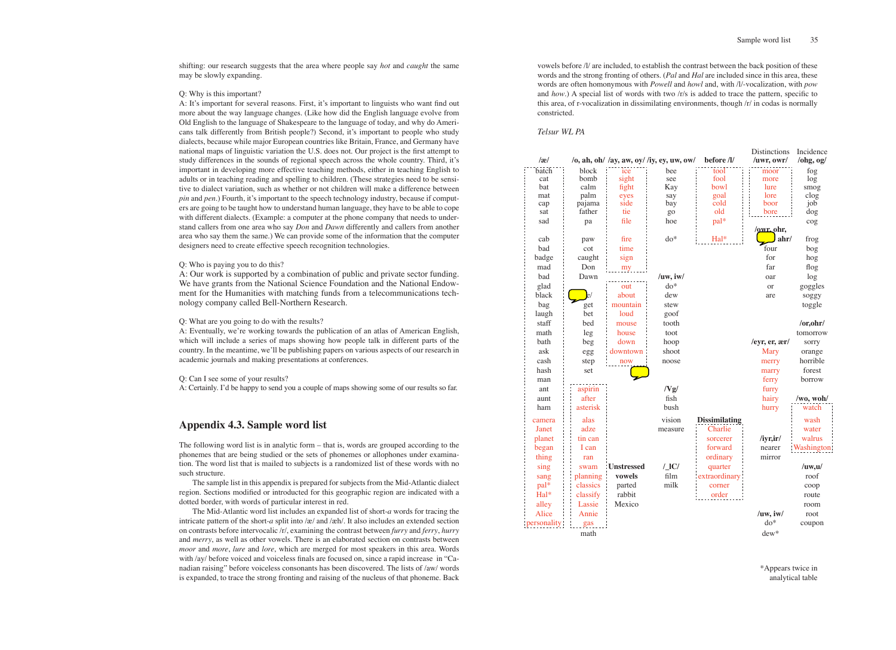shifting: our research suggests that the area where people say *hot* and *caught* the same may be slowly expanding.

Q: Why is this important?
A: It's important for several reasons. First, it's important to linguists who want find out more about the way language changes. (Like how did the English language evolve from Old English to the language of Shakespeare to the language of today, and why do Americans talk differently from British people?) Second, it's important to people who study dialects, because while major European countries like Britain, France, and Germany have national maps of linguistic variation the U.S. does not. Our project is the first attempt to study differences in the sounds of regional speech across the whole country. Third, it's important in developing more effective teaching methods, either in teaching English to adults or in teaching reading and spelling to children. (These strategies need to be sensitive to dialect variation, such as whether or not children will make a difference between *pin* and *pen*.) Fourth, it's important to the speech technology industry, because if computers are going to be taught how to understand human language, they have to be able to cope with different dialects. (Example: a computer at the phone company that needs to understand callers from one area who say *Don* and *Dawn* differently and callers from another area who say them the same.) We can provide some of the information that the computer designers need to create effective speech recognition technologies.

Q: Who is paying you to do this?
A: Our work is supported by a combination of public and private sector funding. We have grants from the National Science Foundation and the National Endowment for the Humanities with matching funds from a telecommunications technology company called Bell-Northern Research.

Q: What are you going to do with the results?
A: Eventually, we're working towards the publication of an atlas of American English, which will include a series of maps showing how people talk in different parts of the country. In the meantime, we'll be publishing papers on various aspects of our research in academic journals and making presentations at conferences.

Q: Can I see some of your results?
A: Certainly. I'd be happy to send you a couple of maps showing some of our results so far.

## Appendix 4.3. Sample word list

The following word list is in analytic form – that is, words are grouped according to the phonemes that are being studied or the sets of phonemes or allophones under examination. The word list that is mailed to subjects is a randomized list of these words with no such structure.

The sample list in this appendix is prepared for subjects from the Mid-Atlantic dialect region. Sections modified or introduced for this geographic region are indicated with a dotted border, with words of particular interest in red.

The Mid-Atlantic word list includes an expanded list of short-*a* words for tracing the intricate pattern of the short-*a* split into /æ/ and /æh/. It also includes an extended section on contrasts before intervocalic /r/, examining the contrast between *furry* and *ferry*, *hurry* and *merry*, as well as other vowels. There is an elaborated section on contrasts between *moor* and *more*, *lure* and *lore*, which are merged for most speakers in this area. Words with /ay/ before voiced and voiceless finals are focused on, since a rapid increase in "Canadian raising" before voiceless consonants has been discovered. The lists of /aw/ words is expanded, to trace the strong fronting and raising of the nucleus of that phoneme. Back vowels before /l/ are included, to establish the contrast between the back position of these words and the strong fronting of others. (*Pal* and *Hal* are included since in this area, these words are often homonymous with *Powell* and *howl* and, with /l/-vocalization, with *pow* and *how*.) A special list of words with two /r/s is added to trace the pattern, specific to this area, of r-vocalization in dissimilating environments, though /r/ in codas is normally constricted.

*Telsur WL PA*

| | | | | | Distinctions | Incidence |
|---|---|---|---|---|---|---|
| **/æ/** | **/o, ah, oh/** | **/ay, aw, oy/** | **/iy, ey, uw, ow/** | **before /l/** | **/uwr, owr/** | **/ohg, og/** |
| batch | block | ice | bee | tool | moor | fog |
| cat | bomb | sight | see | fool | more | log |
| bat | calm | fight | Kay | bowl | lure | smog |
| mat | palm | eyes | say | goal | lore | clog |
| cap | pajama | side | bay | cold | boor | job |
| sat | father | tie | go | old | bore | dog |
| sad | pa | file | hoe | pal* | | cog |
| | | | | | **/owr, ohr,** | |
| cab | paw | fire | do* | Hal* | **ahr/** | frog |
| bad | cot | time | | | four | bog |
| badge | caught | sign | | | for | hog |
| mad | Don | my | | | far | flog |
| bad | Dawn | | **/uw, iw/** | | oar | log |
| glad | | out | do* | | or | goggles |
| black | **/e/** | about | dew | | are | soggy |
| bag | get | mountain | stew | | | toggle |
| laugh | bet | loud | goof | | | |
| staff | bed | mouse | tooth | | | **/or,ohr/** |
| math | leg | house | toot | | | tomorrow |
| bath | beg | down | hoop | | **/eyr, er, ær/** | sorry |
| ask | egg | downtown | shoot | | Mary | orange |
| cash | step | now | noose | | merry | horrible |
| hash | set | | | | marry | forest |
| man | | | | | ferry | borrow |
| ant | aspirin | | **/Vg/** | | furry | |
| aunt | after | | fish | | hairy | **/wo, woh/** |
| ham | asterisk | | bush | | hurry | watch |
| camera | alas | | vision | **Dissimilating** | | wash |
| Janet | adze | | measure | Charlie | | water |
| planet | tin can | | | sorcerer | **/iyr,ir/** | walrus |
| began | I can | | | forward | nearer | Washington |
| thing | ran | | | ordinary | mirror | |
| sing | swam | **Unstressed** | **/_lC/** | quarter | | **/uw,u/** |
| sang | planning | **vowels** | film | extraordinary | | roof |
| pal* | classics | parted | milk | corner | | coop |
| Hal* | classify | rabbit | | order | | route |
| alley | Lassie | Mexico | | | | room |
| Alice | Annie | | | | **/uw, iw/** | root |
| personality | gas | | | | do* | coupon |
| | math | | | | dew* | |

*Appears twice in analytical table